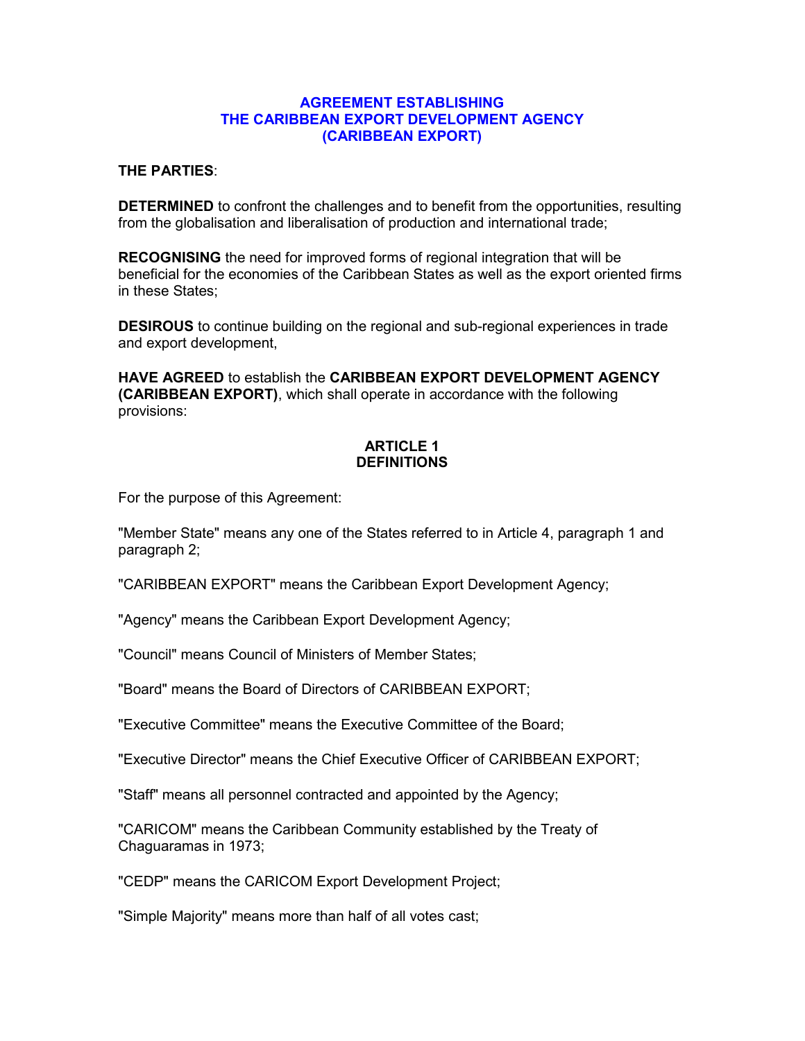# AGREEMENT ESTABLISHING THE CARIBBEAN EXPORT DEVELOPMENT AGENCY (CARIBBEAN EXPORT)

**THE PARTIES**:

**DETERMINED** to confront the challenges and to benefit from the opportunities, resulting from the globalisation and liberalisation of production and international trade;

**RECOGNISING** the need for improved forms of regional integration that will be beneficial for the economies of the Caribbean States as well as the export oriented firms in these States;

**DESIROUS** to continue building on the regional and sub-regional experiences in trade and export development,

**HAVE AGREED** to establish the **CARIBBEAN EXPORT DEVELOPMENT AGENCY (CARIBBEAN EXPORT)**, which shall operate in accordance with the following provisions:

## ARTICLE 1
## DEFINITIONS

For the purpose of this Agreement:

"Member State" means any one of the States referred to in Article 4, paragraph 1 and paragraph 2;

"CARIBBEAN EXPORT" means the Caribbean Export Development Agency;

"Agency" means the Caribbean Export Development Agency;

"Council" means Council of Ministers of Member States;

"Board" means the Board of Directors of CARIBBEAN EXPORT;

"Executive Committee" means the Executive Committee of the Board;

"Executive Director" means the Chief Executive Officer of CARIBBEAN EXPORT;

"Staff" means all personnel contracted and appointed by the Agency;

"CARICOM" means the Caribbean Community established by the Treaty of Chaguaramas in 1973;

"CEDP" means the CARICOM Export Development Project;

"Simple Majority" means more than half of all votes cast;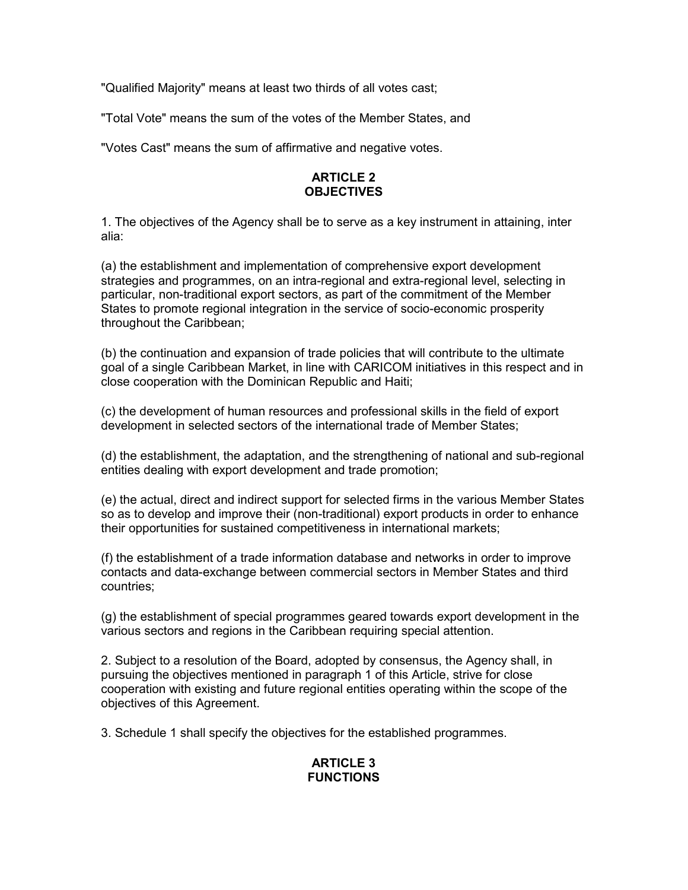"Qualified Majority" means at least two thirds of all votes cast;

"Total Vote" means the sum of the votes of the Member States, and

"Votes Cast" means the sum of affirmative and negative votes.

## ARTICLE 2
## OBJECTIVES

1. The objectives of the Agency shall be to serve as a key instrument in attaining, inter alia:

(a) the establishment and implementation of comprehensive export development strategies and programmes, on an intra-regional and extra-regional level, selecting in particular, non-traditional export sectors, as part of the commitment of the Member States to promote regional integration in the service of socio-economic prosperity throughout the Caribbean;

(b) the continuation and expansion of trade policies that will contribute to the ultimate goal of a single Caribbean Market, in line with CARICOM initiatives in this respect and in close cooperation with the Dominican Republic and Haiti;

(c) the development of human resources and professional skills in the field of export development in selected sectors of the international trade of Member States;

(d) the establishment, the adaptation, and the strengthening of national and sub-regional entities dealing with export development and trade promotion;

(e) the actual, direct and indirect support for selected firms in the various Member States so as to develop and improve their (non-traditional) export products in order to enhance their opportunities for sustained competitiveness in international markets;

(f) the establishment of a trade information database and networks in order to improve contacts and data-exchange between commercial sectors in Member States and third countries;

(g) the establishment of special programmes geared towards export development in the various sectors and regions in the Caribbean requiring special attention.

2. Subject to a resolution of the Board, adopted by consensus, the Agency shall, in pursuing the objectives mentioned in paragraph 1 of this Article, strive for close cooperation with existing and future regional entities operating within the scope of the objectives of this Agreement.

3. Schedule 1 shall specify the objectives for the established programmes.

## ARTICLE 3
## FUNCTIONS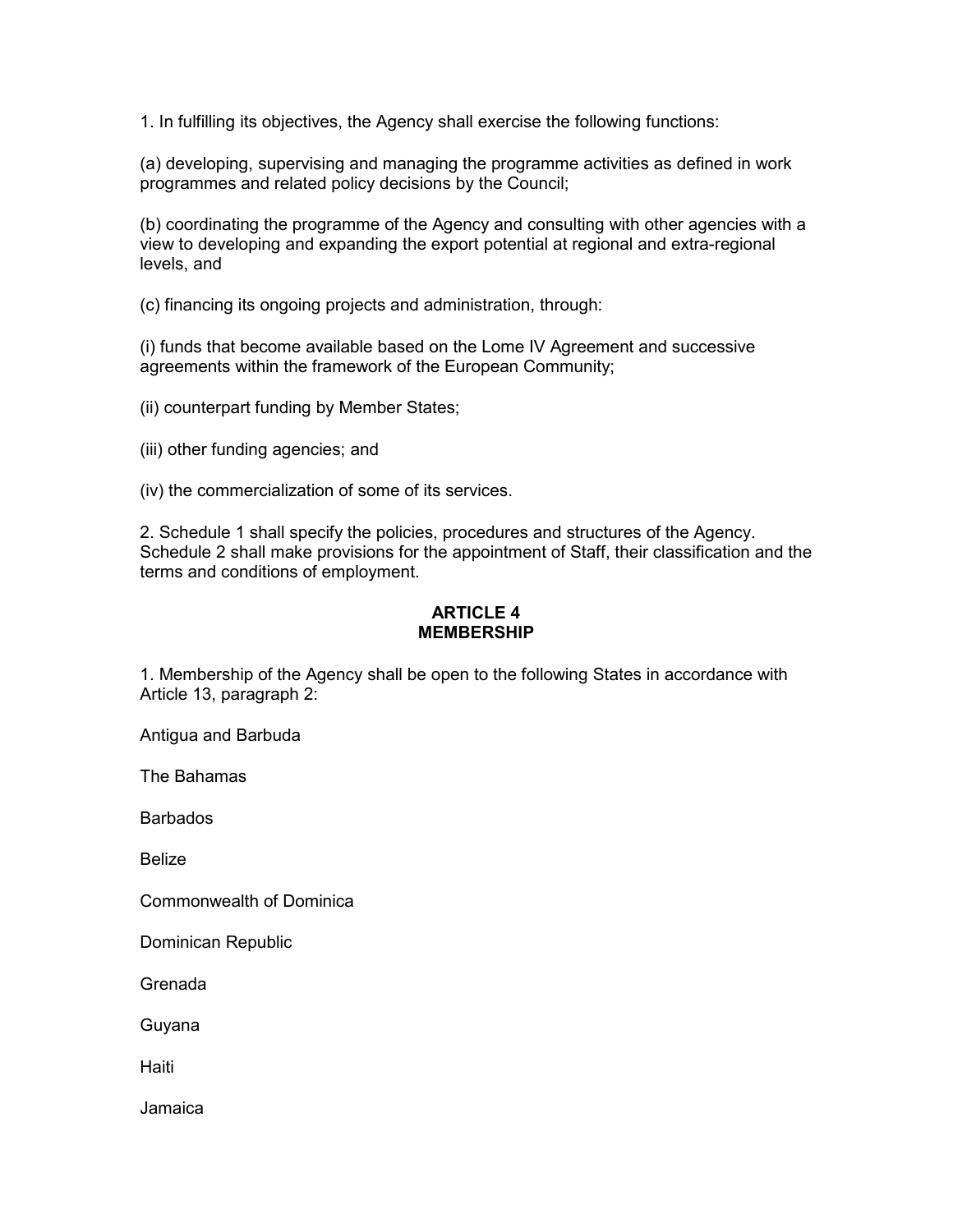1. In fulfilling its objectives, the Agency shall exercise the following functions:

(a) developing, supervising and managing the programme activities as defined in work programmes and related policy decisions by the Council;

(b) coordinating the programme of the Agency and consulting with other agencies with a view to developing and expanding the export potential at regional and extra-regional levels, and

(c) financing its ongoing projects and administration, through:

(i) funds that become available based on the Lome IV Agreement and successive agreements within the framework of the European Community;

(ii) counterpart funding by Member States;

(iii) other funding agencies; and

(iv) the commercialization of some of its services.

2. Schedule 1 shall specify the policies, procedures and structures of the Agency. Schedule 2 shall make provisions for the appointment of Staff, their classification and the terms and conditions of employment.

## ARTICLE 4
## MEMBERSHIP

1. Membership of the Agency shall be open to the following States in accordance with Article 13, paragraph 2:

Antigua and Barbuda

The Bahamas

Barbados

Belize

Commonwealth of Dominica

Dominican Republic

Grenada

Guyana

Haiti

Jamaica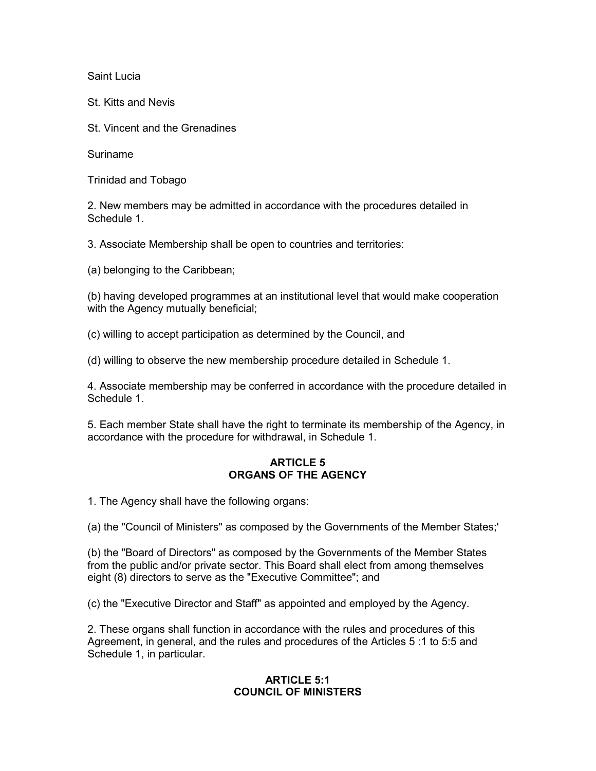Saint Lucia

St. Kitts and Nevis

St. Vincent and the Grenadines

Suriname

Trinidad and Tobago

2. New members may be admitted in accordance with the procedures detailed in Schedule 1.

3. Associate Membership shall be open to countries and territories:

(a) belonging to the Caribbean;

(b) having developed programmes at an institutional level that would make cooperation with the Agency mutually beneficial;

(c) willing to accept participation as determined by the Council, and

(d) willing to observe the new membership procedure detailed in Schedule 1.

4. Associate membership may be conferred in accordance with the procedure detailed in Schedule 1.

5. Each member State shall have the right to terminate its membership of the Agency, in accordance with the procedure for withdrawal, in Schedule 1.

## ARTICLE 5
## ORGANS OF THE AGENCY

1. The Agency shall have the following organs:

(a) the "Council of Ministers" as composed by the Governments of the Member States;'

(b) the "Board of Directors" as composed by the Governments of the Member States from the public and/or private sector. This Board shall elect from among themselves eight (8) directors to serve as the "Executive Committee"; and

(c) the "Executive Director and Staff" as appointed and employed by the Agency.

2. These organs shall function in accordance with the rules and procedures of this Agreement, in general, and the rules and procedures of the Articles 5 :1 to 5:5 and Schedule 1, in particular.

## ARTICLE 5:1
## COUNCIL OF MINISTERS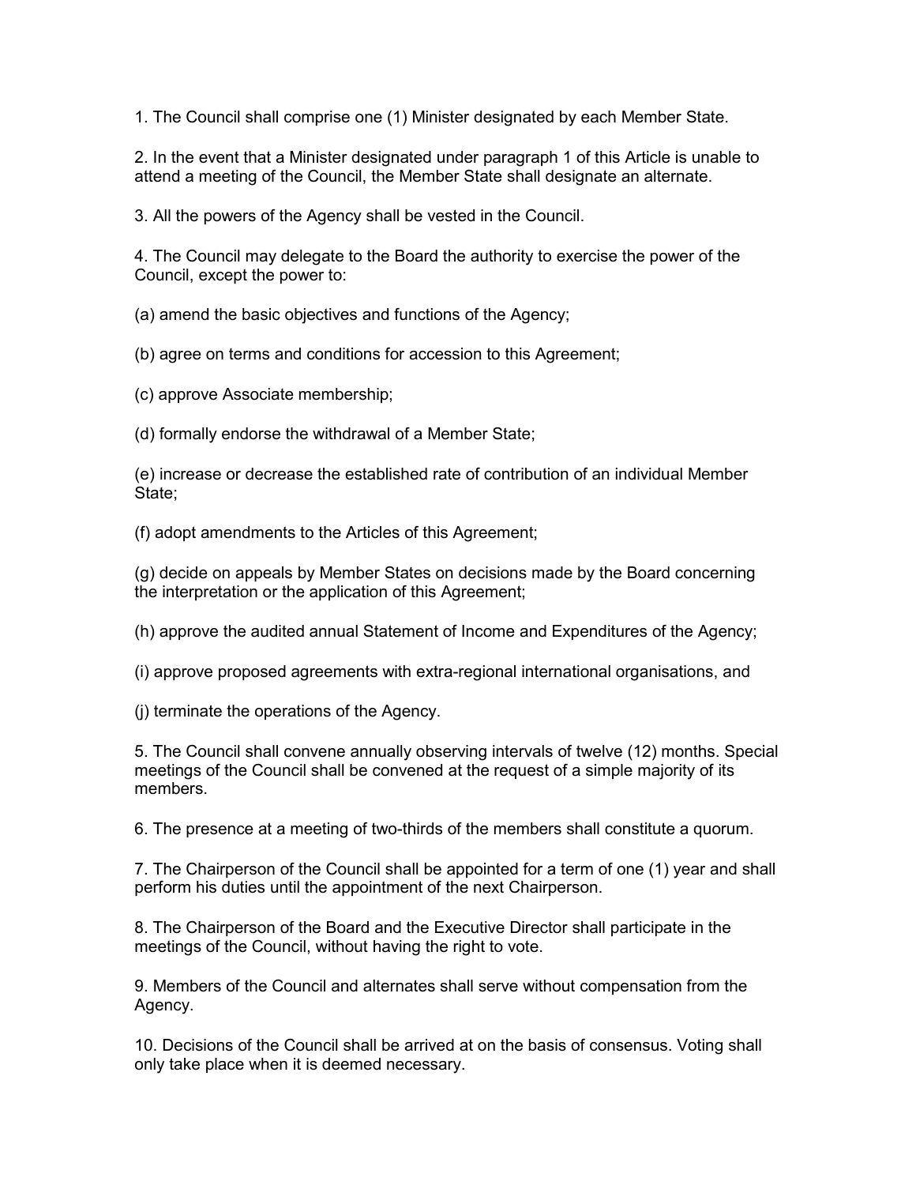1. The Council shall comprise one (1) Minister designated by each Member State.

2. In the event that a Minister designated under paragraph 1 of this Article is unable to attend a meeting of the Council, the Member State shall designate an alternate.

3. All the powers of the Agency shall be vested in the Council.

4. The Council may delegate to the Board the authority to exercise the power of the Council, except the power to:

(a) amend the basic objectives and functions of the Agency;

(b) agree on terms and conditions for accession to this Agreement;

(c) approve Associate membership;

(d) formally endorse the withdrawal of a Member State;

(e) increase or decrease the established rate of contribution of an individual Member State;

(f) adopt amendments to the Articles of this Agreement;

(g) decide on appeals by Member States on decisions made by the Board concerning the interpretation or the application of this Agreement;

(h) approve the audited annual Statement of Income and Expenditures of the Agency;

(i) approve proposed agreements with extra-regional international organisations, and

(j) terminate the operations of the Agency.

5. The Council shall convene annually observing intervals of twelve (12) months. Special meetings of the Council shall be convened at the request of a simple majority of its members.

6. The presence at a meeting of two-thirds of the members shall constitute a quorum.

7. The Chairperson of the Council shall be appointed for a term of one (1) year and shall perform his duties until the appointment of the next Chairperson.

8. The Chairperson of the Board and the Executive Director shall participate in the meetings of the Council, without having the right to vote.

9. Members of the Council and alternates shall serve without compensation from the Agency.

10. Decisions of the Council shall be arrived at on the basis of consensus. Voting shall only take place when it is deemed necessary.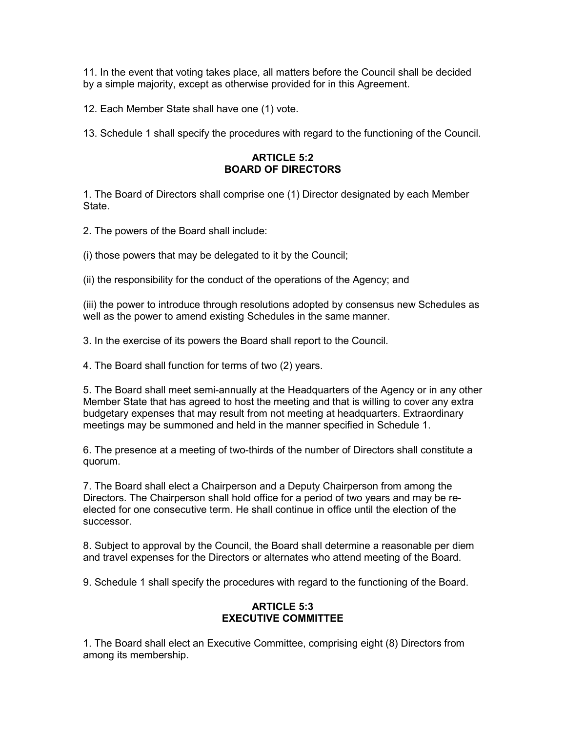11. In the event that voting takes place, all matters before the Council shall be decided by a simple majority, except as otherwise provided for in this Agreement.

12. Each Member State shall have one (1) vote.

13. Schedule 1 shall specify the procedures with regard to the functioning of the Council.

## ARTICLE 5:2 BOARD OF DIRECTORS

1. The Board of Directors shall comprise one (1) Director designated by each Member State.

2. The powers of the Board shall include:

(i) those powers that may be delegated to it by the Council;

(ii) the responsibility for the conduct of the operations of the Agency; and

(iii) the power to introduce through resolutions adopted by consensus new Schedules as well as the power to amend existing Schedules in the same manner.

3. In the exercise of its powers the Board shall report to the Council.

4. The Board shall function for terms of two (2) years.

5. The Board shall meet semi-annually at the Headquarters of the Agency or in any other Member State that has agreed to host the meeting and that is willing to cover any extra budgetary expenses that may result from not meeting at headquarters. Extraordinary meetings may be summoned and held in the manner specified in Schedule 1.

6. The presence at a meeting of two-thirds of the number of Directors shall constitute a quorum.

7. The Board shall elect a Chairperson and a Deputy Chairperson from among the Directors. The Chairperson shall hold office for a period of two years and may be re-elected for one consecutive term. He shall continue in office until the election of the successor.

8. Subject to approval by the Council, the Board shall determine a reasonable per diem and travel expenses for the Directors or alternates who attend meeting of the Board.

9. Schedule 1 shall specify the procedures with regard to the functioning of the Board.

## ARTICLE 5:3 EXECUTIVE COMMITTEE

1. The Board shall elect an Executive Committee, comprising eight (8) Directors from among its membership.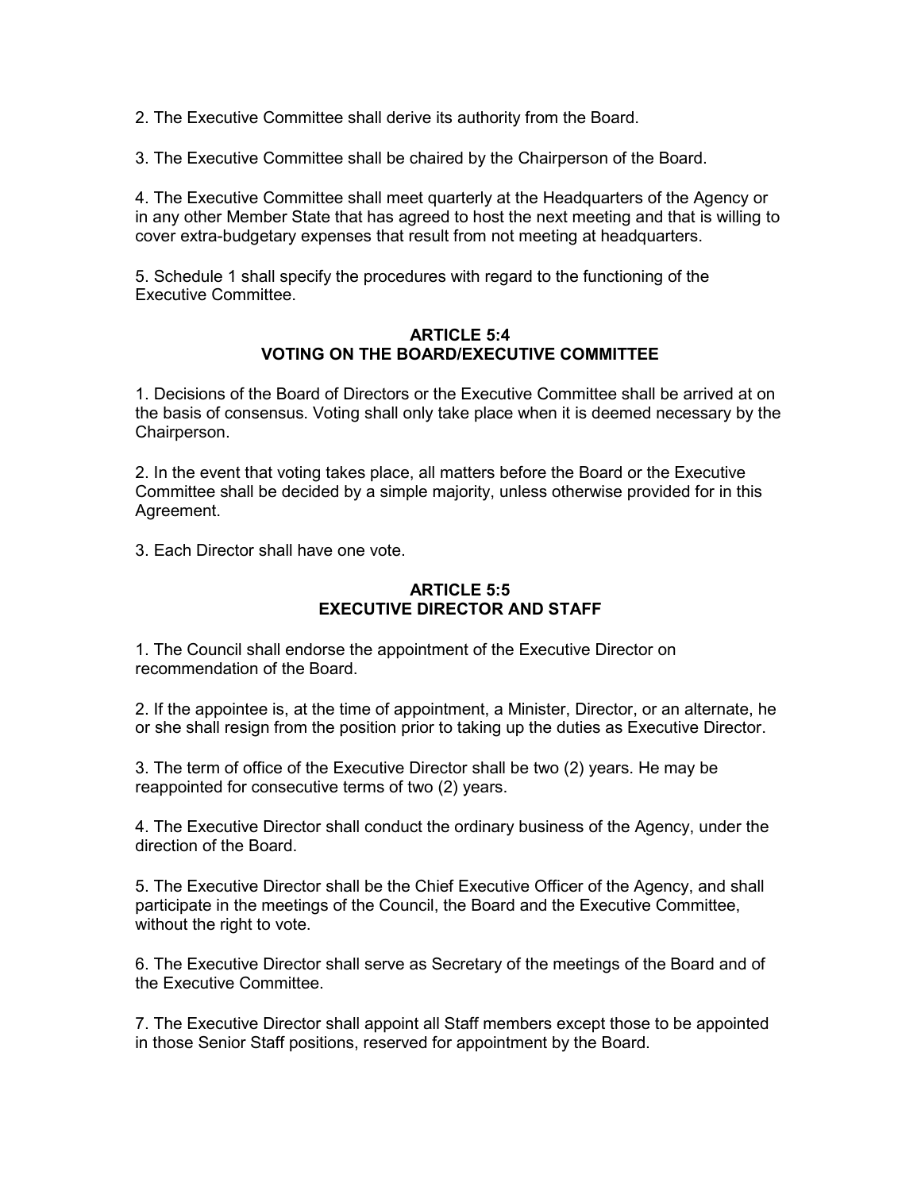2. The Executive Committee shall derive its authority from the Board.

3. The Executive Committee shall be chaired by the Chairperson of the Board.

4. The Executive Committee shall meet quarterly at the Headquarters of the Agency or in any other Member State that has agreed to host the next meeting and that is willing to cover extra-budgetary expenses that result from not meeting at headquarters.

5. Schedule 1 shall specify the procedures with regard to the functioning of the Executive Committee.

## ARTICLE 5:4
## VOTING ON THE BOARD/EXECUTIVE COMMITTEE

1. Decisions of the Board of Directors or the Executive Committee shall be arrived at on the basis of consensus. Voting shall only take place when it is deemed necessary by the Chairperson.

2. In the event that voting takes place, all matters before the Board or the Executive Committee shall be decided by a simple majority, unless otherwise provided for in this Agreement.

3. Each Director shall have one vote.

## ARTICLE 5:5
## EXECUTIVE DIRECTOR AND STAFF

1. The Council shall endorse the appointment of the Executive Director on recommendation of the Board.

2. If the appointee is, at the time of appointment, a Minister, Director, or an alternate, he or she shall resign from the position prior to taking up the duties as Executive Director.

3. The term of office of the Executive Director shall be two (2) years. He may be reappointed for consecutive terms of two (2) years.

4. The Executive Director shall conduct the ordinary business of the Agency, under the direction of the Board.

5. The Executive Director shall be the Chief Executive Officer of the Agency, and shall participate in the meetings of the Council, the Board and the Executive Committee, without the right to vote.

6. The Executive Director shall serve as Secretary of the meetings of the Board and of the Executive Committee.

7. The Executive Director shall appoint all Staff members except those to be appointed in those Senior Staff positions, reserved for appointment by the Board.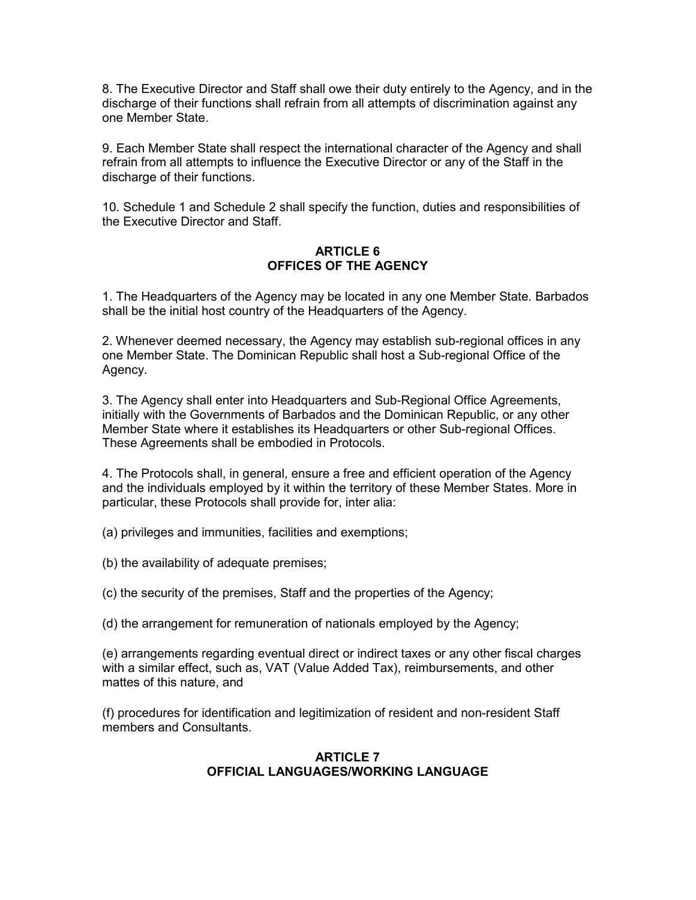8. The Executive Director and Staff shall owe their duty entirely to the Agency, and in the discharge of their functions shall refrain from all attempts of discrimination against any one Member State.

9. Each Member State shall respect the international character of the Agency and shall refrain from all attempts to influence the Executive Director or any of the Staff in the discharge of their functions.

10. Schedule 1 and Schedule 2 shall specify the function, duties and responsibilities of the Executive Director and Staff.

## ARTICLE 6
## OFFICES OF THE AGENCY

1. The Headquarters of the Agency may be located in any one Member State. Barbados shall be the initial host country of the Headquarters of the Agency.

2. Whenever deemed necessary, the Agency may establish sub-regional offices in any one Member State. The Dominican Republic shall host a Sub-regional Office of the Agency.

3. The Agency shall enter into Headquarters and Sub-Regional Office Agreements, initially with the Governments of Barbados and the Dominican Republic, or any other Member State where it establishes its Headquarters or other Sub-regional Offices. These Agreements shall be embodied in Protocols.

4. The Protocols shall, in general, ensure a free and efficient operation of the Agency and the individuals employed by it within the territory of these Member States. More in particular, these Protocols shall provide for, inter alia:

(a) privileges and immunities, facilities and exemptions;

(b) the availability of adequate premises;

(c) the security of the premises, Staff and the properties of the Agency;

(d) the arrangement for remuneration of nationals employed by the Agency;

(e) arrangements regarding eventual direct or indirect taxes or any other fiscal charges with a similar effect, such as, VAT (Value Added Tax), reimbursements, and other mattes of this nature, and

(f) procedures for identification and legitimization of resident and non-resident Staff members and Consultants.

## ARTICLE 7
## OFFICIAL LANGUAGES/WORKING LANGUAGE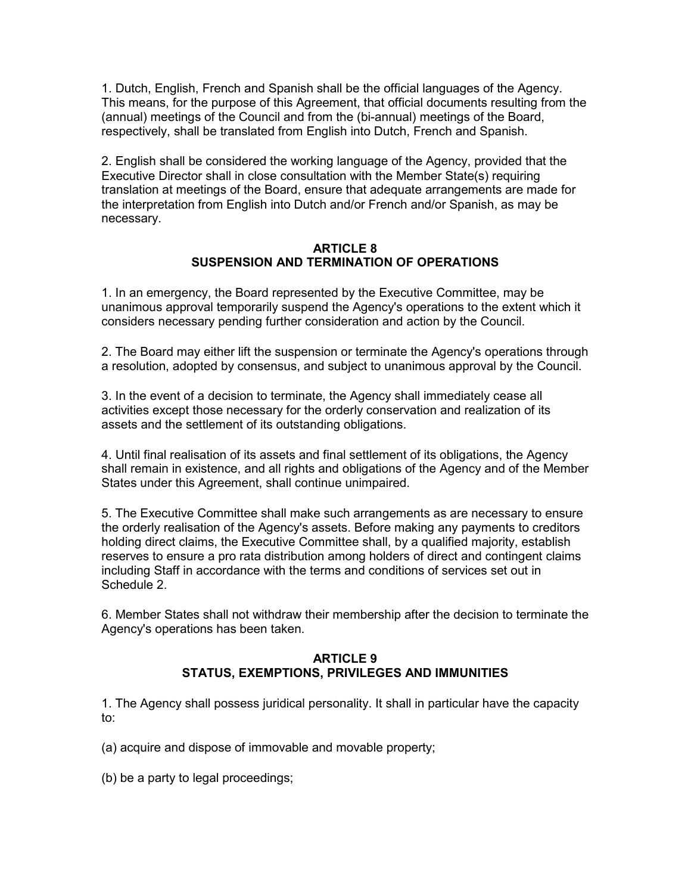1. Dutch, English, French and Spanish shall be the official languages of the Agency. This means, for the purpose of this Agreement, that official documents resulting from the (annual) meetings of the Council and from the (bi-annual) meetings of the Board, respectively, shall be translated from English into Dutch, French and Spanish.

2. English shall be considered the working language of the Agency, provided that the Executive Director shall in close consultation with the Member State(s) requiring translation at meetings of the Board, ensure that adequate arrangements are made for the interpretation from English into Dutch and/or French and/or Spanish, as may be necessary.

## ARTICLE 8
## SUSPENSION AND TERMINATION OF OPERATIONS

1. In an emergency, the Board represented by the Executive Committee, may be unanimous approval temporarily suspend the Agency's operations to the extent which it considers necessary pending further consideration and action by the Council.

2. The Board may either lift the suspension or terminate the Agency's operations through a resolution, adopted by consensus, and subject to unanimous approval by the Council.

3. In the event of a decision to terminate, the Agency shall immediately cease all activities except those necessary for the orderly conservation and realization of its assets and the settlement of its outstanding obligations.

4. Until final realisation of its assets and final settlement of its obligations, the Agency shall remain in existence, and all rights and obligations of the Agency and of the Member States under this Agreement, shall continue unimpaired.

5. The Executive Committee shall make such arrangements as are necessary to ensure the orderly realisation of the Agency's assets. Before making any payments to creditors holding direct claims, the Executive Committee shall, by a qualified majority, establish reserves to ensure a pro rata distribution among holders of direct and contingent claims including Staff in accordance with the terms and conditions of services set out in Schedule 2.

6. Member States shall not withdraw their membership after the decision to terminate the Agency's operations has been taken.

## ARTICLE 9
## STATUS, EXEMPTIONS, PRIVILEGES AND IMMUNITIES

1. The Agency shall possess juridical personality. It shall in particular have the capacity to:

(a) acquire and dispose of immovable and movable property;

(b) be a party to legal proceedings;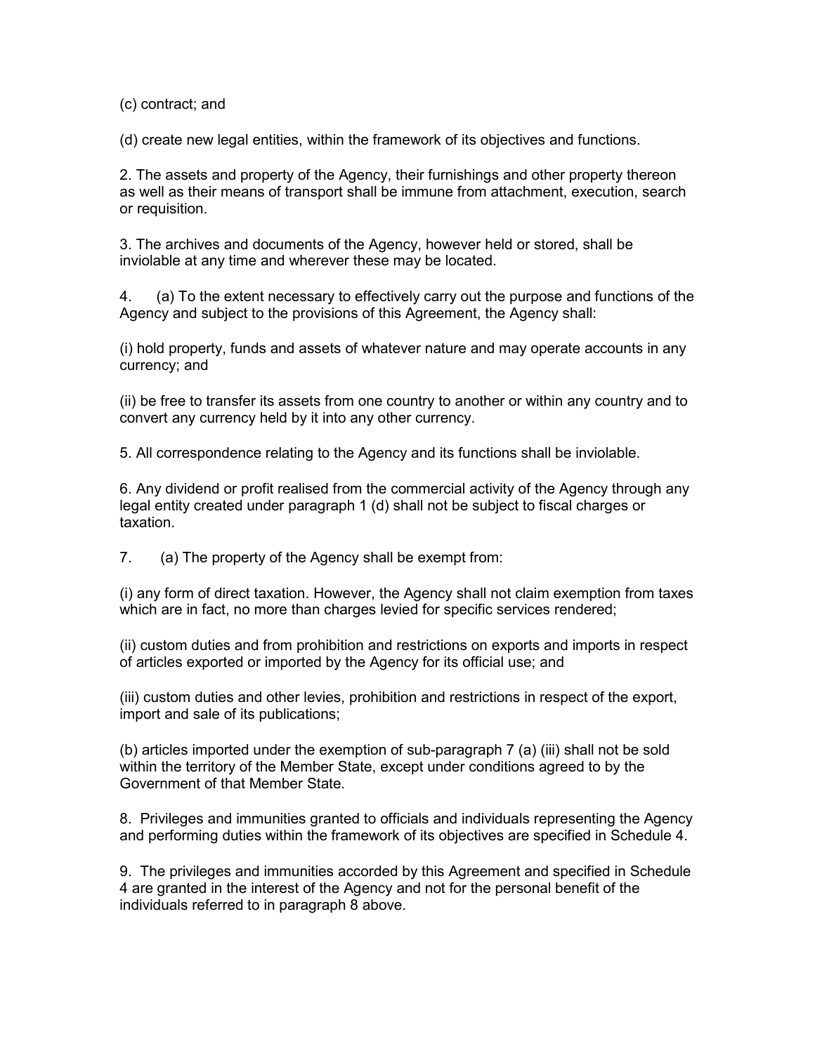(c) contract; and

(d) create new legal entities, within the framework of its objectives and functions.

2. The assets and property of the Agency, their furnishings and other property thereon as well as their means of transport shall be immune from attachment, execution, search or requisition.

3. The archives and documents of the Agency, however held or stored, shall be inviolable at any time and wherever these may be located.

4. (a) To the extent necessary to effectively carry out the purpose and functions of the Agency and subject to the provisions of this Agreement, the Agency shall:

(i) hold property, funds and assets of whatever nature and may operate accounts in any currency; and

(ii) be free to transfer its assets from one country to another or within any country and to convert any currency held by it into any other currency.

5. All correspondence relating to the Agency and its functions shall be inviolable.

6. Any dividend or profit realised from the commercial activity of the Agency through any legal entity created under paragraph 1 (d) shall not be subject to fiscal charges or taxation.

7. (a) The property of the Agency shall be exempt from:

(i) any form of direct taxation. However, the Agency shall not claim exemption from taxes which are in fact, no more than charges levied for specific services rendered;

(ii) custom duties and from prohibition and restrictions on exports and imports in respect of articles exported or imported by the Agency for its official use; and

(iii) custom duties and other levies, prohibition and restrictions in respect of the export, import and sale of its publications;

(b) articles imported under the exemption of sub-paragraph 7 (a) (iii) shall not be sold within the territory of the Member State, except under conditions agreed to by the Government of that Member State.

8. Privileges and immunities granted to officials and individuals representing the Agency and performing duties within the framework of its objectives are specified in Schedule 4.

9. The privileges and immunities accorded by this Agreement and specified in Schedule 4 are granted in the interest of the Agency and not for the personal benefit of the individuals referred to in paragraph 8 above.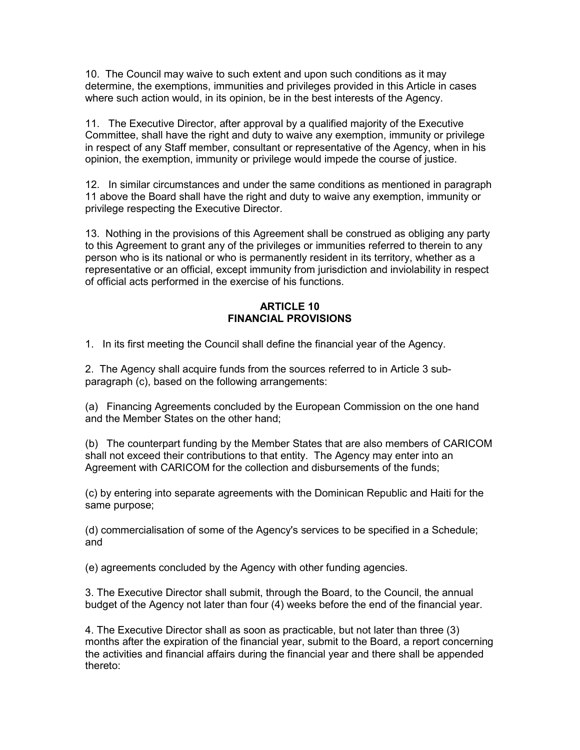10. The Council may waive to such extent and upon such conditions as it may determine, the exemptions, immunities and privileges provided in this Article in cases where such action would, in its opinion, be in the best interests of the Agency.

11. The Executive Director, after approval by a qualified majority of the Executive Committee, shall have the right and duty to waive any exemption, immunity or privilege in respect of any Staff member, consultant or representative of the Agency, when in his opinion, the exemption, immunity or privilege would impede the course of justice.

12. In similar circumstances and under the same conditions as mentioned in paragraph 11 above the Board shall have the right and duty to waive any exemption, immunity or privilege respecting the Executive Director.

13. Nothing in the provisions of this Agreement shall be construed as obliging any party to this Agreement to grant any of the privileges or immunities referred to therein to any person who is its national or who is permanently resident in its territory, whether as a representative or an official, except immunity from jurisdiction and inviolability in respect of official acts performed in the exercise of his functions.

## ARTICLE 10
## FINANCIAL PROVISIONS

1. In its first meeting the Council shall define the financial year of the Agency.

2. The Agency shall acquire funds from the sources referred to in Article 3 sub-paragraph (c), based on the following arrangements:

(a) Financing Agreements concluded by the European Commission on the one hand and the Member States on the other hand;

(b) The counterpart funding by the Member States that are also members of CARICOM shall not exceed their contributions to that entity. The Agency may enter into an Agreement with CARICOM for the collection and disbursements of the funds;

(c) by entering into separate agreements with the Dominican Republic and Haiti for the same purpose;

(d) commercialisation of some of the Agency's services to be specified in a Schedule; and

(e) agreements concluded by the Agency with other funding agencies.

3. The Executive Director shall submit, through the Board, to the Council, the annual budget of the Agency not later than four (4) weeks before the end of the financial year.

4. The Executive Director shall as soon as practicable, but not later than three (3) months after the expiration of the financial year, submit to the Board, a report concerning the activities and financial affairs during the financial year and there shall be appended thereto: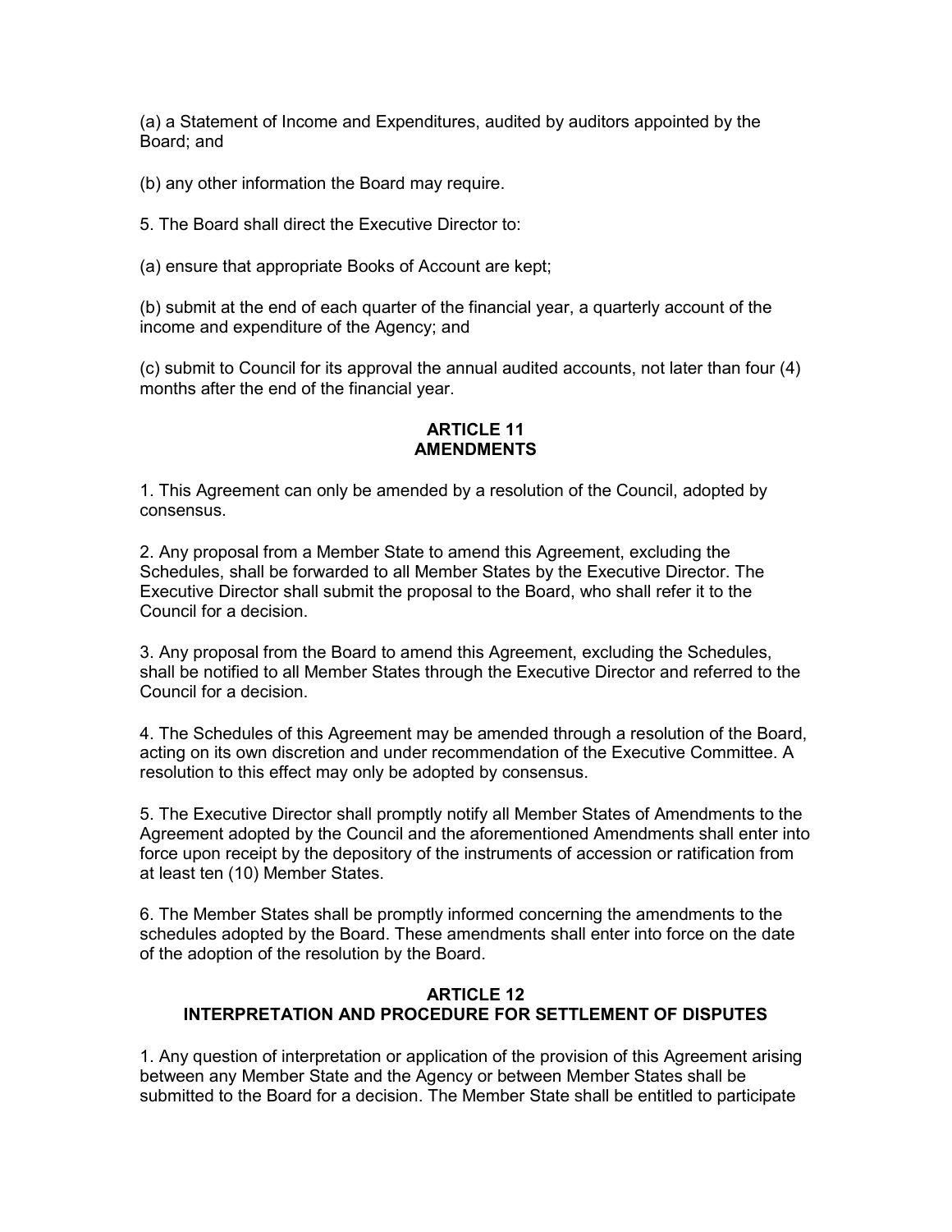(a) a Statement of Income and Expenditures, audited by auditors appointed by the Board; and

(b) any other information the Board may require.

5. The Board shall direct the Executive Director to:

(a) ensure that appropriate Books of Account are kept;

(b) submit at the end of each quarter of the financial year, a quarterly account of the income and expenditure of the Agency; and

(c) submit to Council for its approval the annual audited accounts, not later than four (4) months after the end of the financial year.

## ARTICLE 11
## AMENDMENTS

1. This Agreement can only be amended by a resolution of the Council, adopted by consensus.

2. Any proposal from a Member State to amend this Agreement, excluding the Schedules, shall be forwarded to all Member States by the Executive Director. The Executive Director shall submit the proposal to the Board, who shall refer it to the Council for a decision.

3. Any proposal from the Board to amend this Agreement, excluding the Schedules, shall be notified to all Member States through the Executive Director and referred to the Council for a decision.

4. The Schedules of this Agreement may be amended through a resolution of the Board, acting on its own discretion and under recommendation of the Executive Committee. A resolution to this effect may only be adopted by consensus.

5. The Executive Director shall promptly notify all Member States of Amendments to the Agreement adopted by the Council and the aforementioned Amendments shall enter into force upon receipt by the depository of the instruments of accession or ratification from at least ten (10) Member States.

6. The Member States shall be promptly informed concerning the amendments to the schedules adopted by the Board. These amendments shall enter into force on the date of the adoption of the resolution by the Board.

## ARTICLE 12
## INTERPRETATION AND PROCEDURE FOR SETTLEMENT OF DISPUTES

1. Any question of interpretation or application of the provision of this Agreement arising between any Member State and the Agency or between Member States shall be submitted to the Board for a decision. The Member State shall be entitled to participate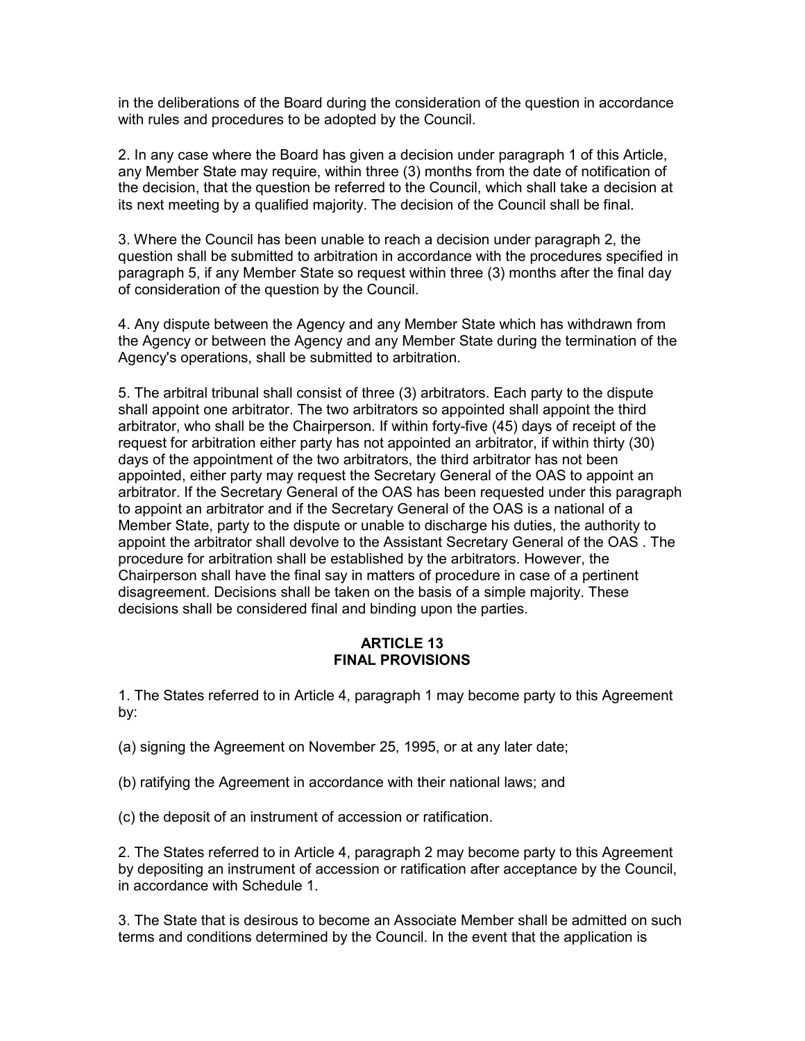in the deliberations of the Board during the consideration of the question in accordance with rules and procedures to be adopted by the Council.

2. In any case where the Board has given a decision under paragraph 1 of this Article, any Member State may require, within three (3) months from the date of notification of the decision, that the question be referred to the Council, which shall take a decision at its next meeting by a qualified majority. The decision of the Council shall be final.

3. Where the Council has been unable to reach a decision under paragraph 2, the question shall be submitted to arbitration in accordance with the procedures specified in paragraph 5, if any Member State so request within three (3) months after the final day of consideration of the question by the Council.

4. Any dispute between the Agency and any Member State which has withdrawn from the Agency or between the Agency and any Member State during the termination of the Agency's operations, shall be submitted to arbitration.

5. The arbitral tribunal shall consist of three (3) arbitrators. Each party to the dispute shall appoint one arbitrator. The two arbitrators so appointed shall appoint the third arbitrator, who shall be the Chairperson. If within forty-five (45) days of receipt of the request for arbitration either party has not appointed an arbitrator, if within thirty (30) days of the appointment of the two arbitrators, the third arbitrator has not been appointed, either party may request the Secretary General of the OAS to appoint an arbitrator. If the Secretary General of the OAS has been requested under this paragraph to appoint an arbitrator and if the Secretary General of the OAS is a national of a Member State, party to the dispute or unable to discharge his duties, the authority to appoint the arbitrator shall devolve to the Assistant Secretary General of the OAS . The procedure for arbitration shall be established by the arbitrators. However, the Chairperson shall have the final say in matters of procedure in case of a pertinent disagreement. Decisions shall be taken on the basis of a simple majority. These decisions shall be considered final and binding upon the parties.

## ARTICLE 13
## FINAL PROVISIONS

1. The States referred to in Article 4, paragraph 1 may become party to this Agreement by:

(a) signing the Agreement on November 25, 1995, or at any later date;

(b) ratifying the Agreement in accordance with their national laws; and

(c) the deposit of an instrument of accession or ratification.

2. The States referred to in Article 4, paragraph 2 may become party to this Agreement by depositing an instrument of accession or ratification after acceptance by the Council, in accordance with Schedule 1.

3. The State that is desirous to become an Associate Member shall be admitted on such terms and conditions determined by the Council. In the event that the application is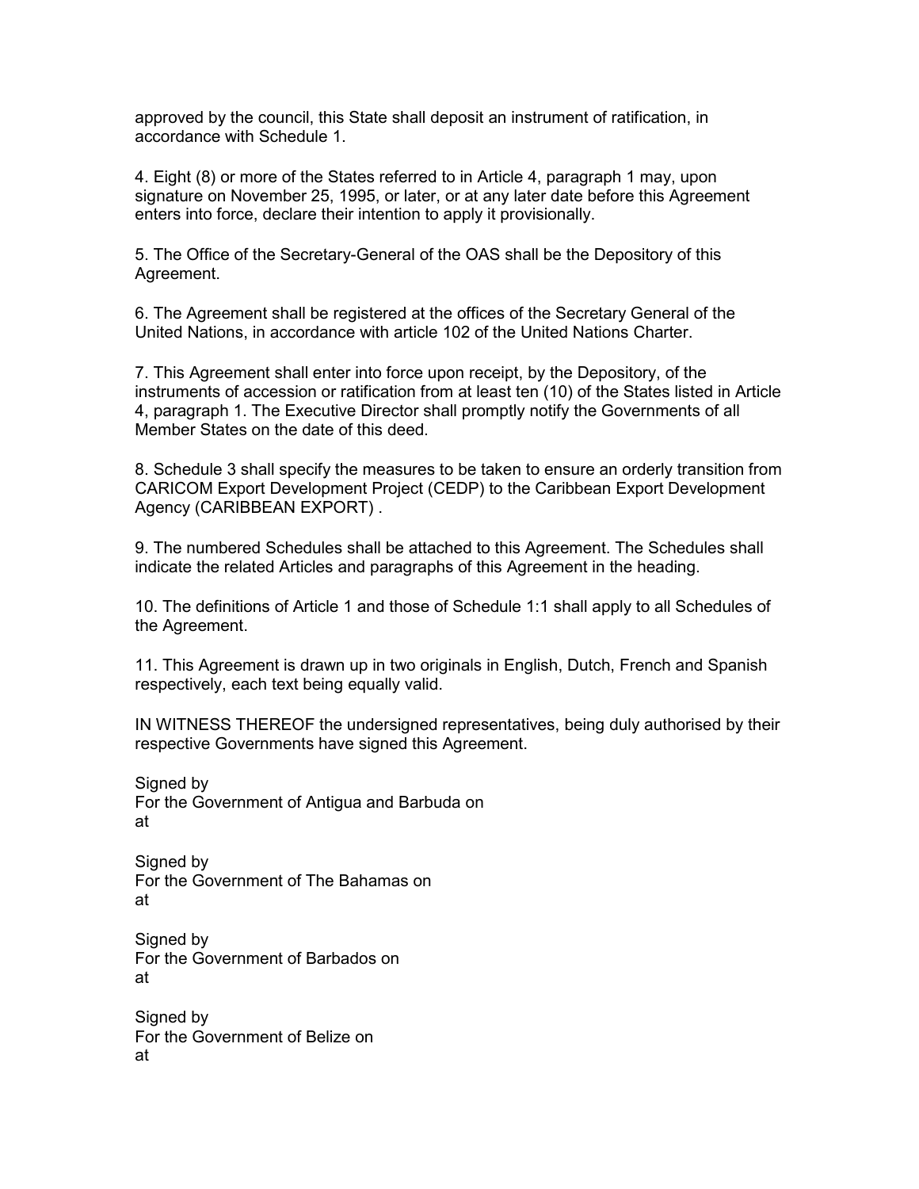approved by the council, this State shall deposit an instrument of ratification, in accordance with Schedule 1.

4. Eight (8) or more of the States referred to in Article 4, paragraph 1 may, upon signature on November 25, 1995, or later, or at any later date before this Agreement enters into force, declare their intention to apply it provisionally.

5. The Office of the Secretary-General of the OAS shall be the Depository of this Agreement.

6. The Agreement shall be registered at the offices of the Secretary General of the United Nations, in accordance with article 102 of the United Nations Charter.

7. This Agreement shall enter into force upon receipt, by the Depository, of the instruments of accession or ratification from at least ten (10) of the States listed in Article 4, paragraph 1. The Executive Director shall promptly notify the Governments of all Member States on the date of this deed.

8. Schedule 3 shall specify the measures to be taken to ensure an orderly transition from CARICOM Export Development Project (CEDP) to the Caribbean Export Development Agency (CARIBBEAN EXPORT) .

9. The numbered Schedules shall be attached to this Agreement. The Schedules shall indicate the related Articles and paragraphs of this Agreement in the heading.

10. The definitions of Article 1 and those of Schedule 1:1 shall apply to all Schedules of the Agreement.

11. This Agreement is drawn up in two originals in English, Dutch, French and Spanish respectively, each text being equally valid.

IN WITNESS THEREOF the undersigned representatives, being duly authorised by their respective Governments have signed this Agreement.

Signed by  
For the Government of Antigua and Barbuda on  
at

Signed by  
For the Government of The Bahamas on  
at

Signed by  
For the Government of Barbados on  
at

Signed by  
For the Government of Belize on  
at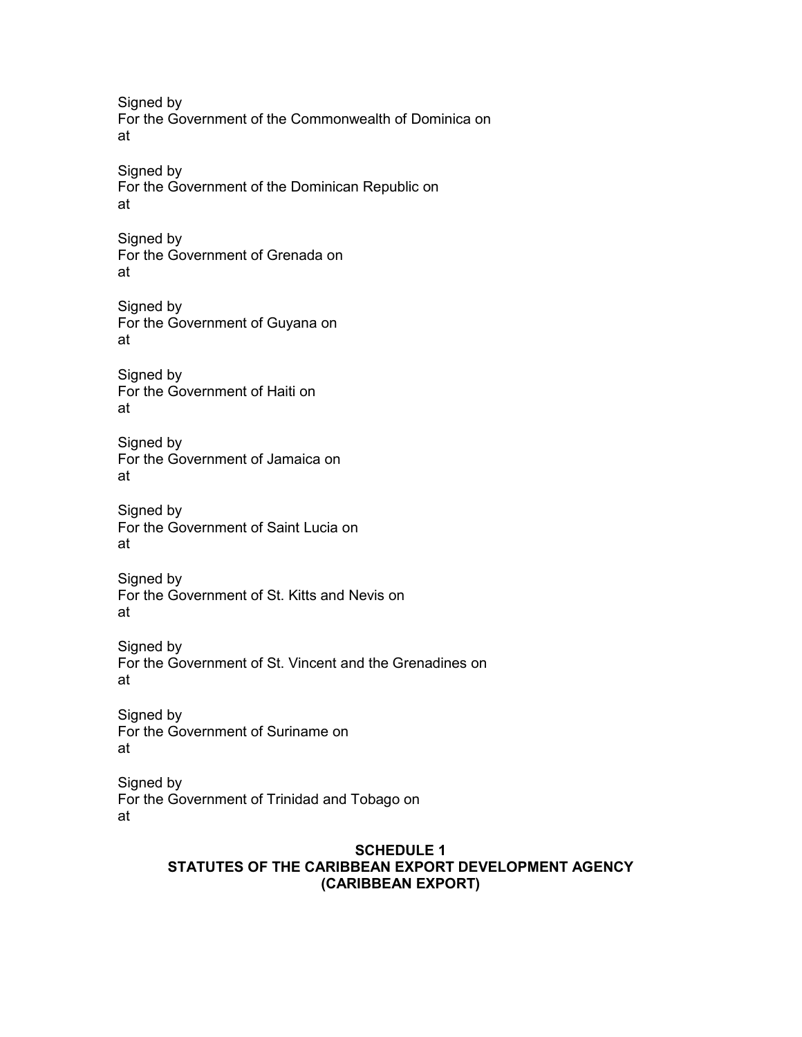Signed by
For the Government of the Commonwealth of Dominica on
at

Signed by
For the Government of the Dominican Republic on
at

Signed by
For the Government of Grenada on
at

Signed by
For the Government of Guyana on
at

Signed by
For the Government of Haiti on
at

Signed by
For the Government of Jamaica on
at

Signed by
For the Government of Saint Lucia on
at

Signed by
For the Government of St. Kitts and Nevis on
at

Signed by
For the Government of St. Vincent and the Grenadines on
at

Signed by
For the Government of Suriname on
at

Signed by
For the Government of Trinidad and Tobago on
at

## SCHEDULE 1
## STATUTES OF THE CARIBBEAN EXPORT DEVELOPMENT AGENCY (CARIBBEAN EXPORT)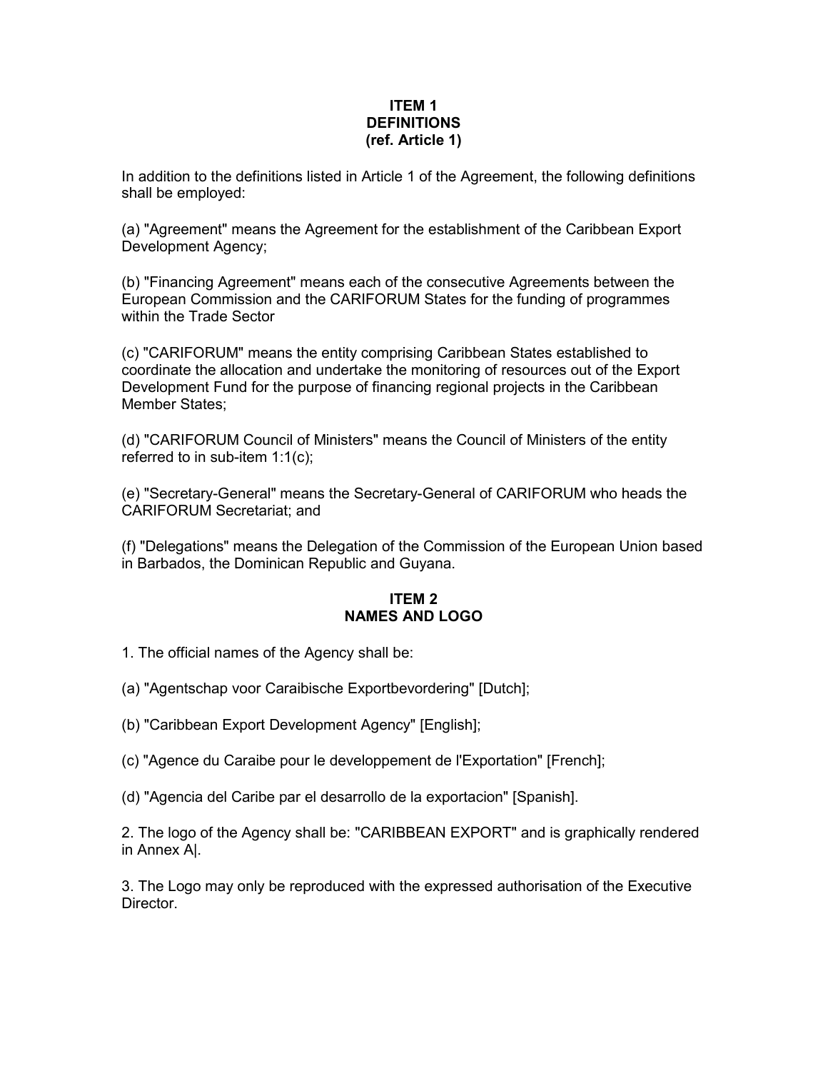**ITEM 1**
**DEFINITIONS**
**(ref. Article 1)**

In addition to the definitions listed in Article 1 of the Agreement, the following definitions shall be employed:

(a) "Agreement" means the Agreement for the establishment of the Caribbean Export Development Agency;

(b) "Financing Agreement" means each of the consecutive Agreements between the European Commission and the CARIFORUM States for the funding of programmes within the Trade Sector

(c) "CARIFORUM" means the entity comprising Caribbean States established to coordinate the allocation and undertake the monitoring of resources out of the Export Development Fund for the purpose of financing regional projects in the Caribbean Member States;

(d) "CARIFORUM Council of Ministers" means the Council of Ministers of the entity referred to in sub-item 1:1(c);

(e) "Secretary-General" means the Secretary-General of CARIFORUM who heads the CARIFORUM Secretariat; and

(f) "Delegations" means the Delegation of the Commission of the European Union based in Barbados, the Dominican Republic and Guyana.

**ITEM 2**
**NAMES AND LOGO**

1. The official names of the Agency shall be:

(a) "Agentschap voor Caraibische Exportbevordering" [Dutch];

(b) "Caribbean Export Development Agency" [English];

(c) "Agence du Caraibe pour le developpement de l'Exportation" [French];

(d) "Agencia del Caribe par el desarrollo de la exportacion" [Spanish].

2. The logo of the Agency shall be: "CARIBBEAN EXPORT" and is graphically rendered in Annex A|.

3. The Logo may only be reproduced with the expressed authorisation of the Executive Director.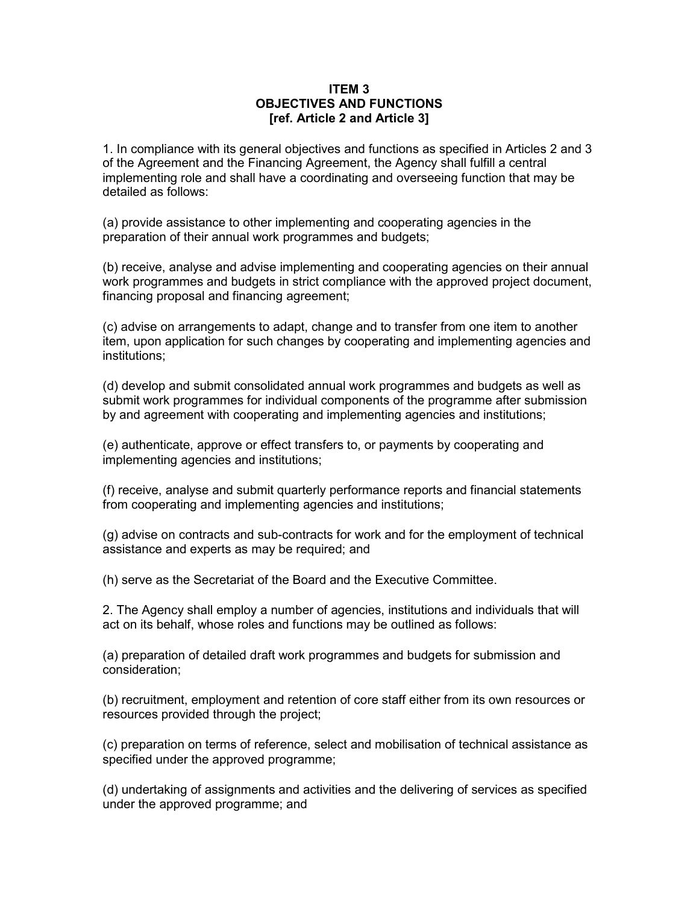**ITEM 3**
**OBJECTIVES AND FUNCTIONS**
**[ref. Article 2 and Article 3]**

1. In compliance with its general objectives and functions as specified in Articles 2 and 3 of the Agreement and the Financing Agreement, the Agency shall fulfill a central implementing role and shall have a coordinating and overseeing function that may be detailed as follows:

(a) provide assistance to other implementing and cooperating agencies in the preparation of their annual work programmes and budgets;

(b) receive, analyse and advise implementing and cooperating agencies on their annual work programmes and budgets in strict compliance with the approved project document, financing proposal and financing agreement;

(c) advise on arrangements to adapt, change and to transfer from one item to another item, upon application for such changes by cooperating and implementing agencies and institutions;

(d) develop and submit consolidated annual work programmes and budgets as well as submit work programmes for individual components of the programme after submission by and agreement with cooperating and implementing agencies and institutions;

(e) authenticate, approve or effect transfers to, or payments by cooperating and implementing agencies and institutions;

(f) receive, analyse and submit quarterly performance reports and financial statements from cooperating and implementing agencies and institutions;

(g) advise on contracts and sub-contracts for work and for the employment of technical assistance and experts as may be required; and

(h) serve as the Secretariat of the Board and the Executive Committee.

2. The Agency shall employ a number of agencies, institutions and individuals that will act on its behalf, whose roles and functions may be outlined as follows:

(a) preparation of detailed draft work programmes and budgets for submission and consideration;

(b) recruitment, employment and retention of core staff either from its own resources or resources provided through the project;

(c) preparation on terms of reference, select and mobilisation of technical assistance as specified under the approved programme;

(d) undertaking of assignments and activities and the delivering of services as specified under the approved programme; and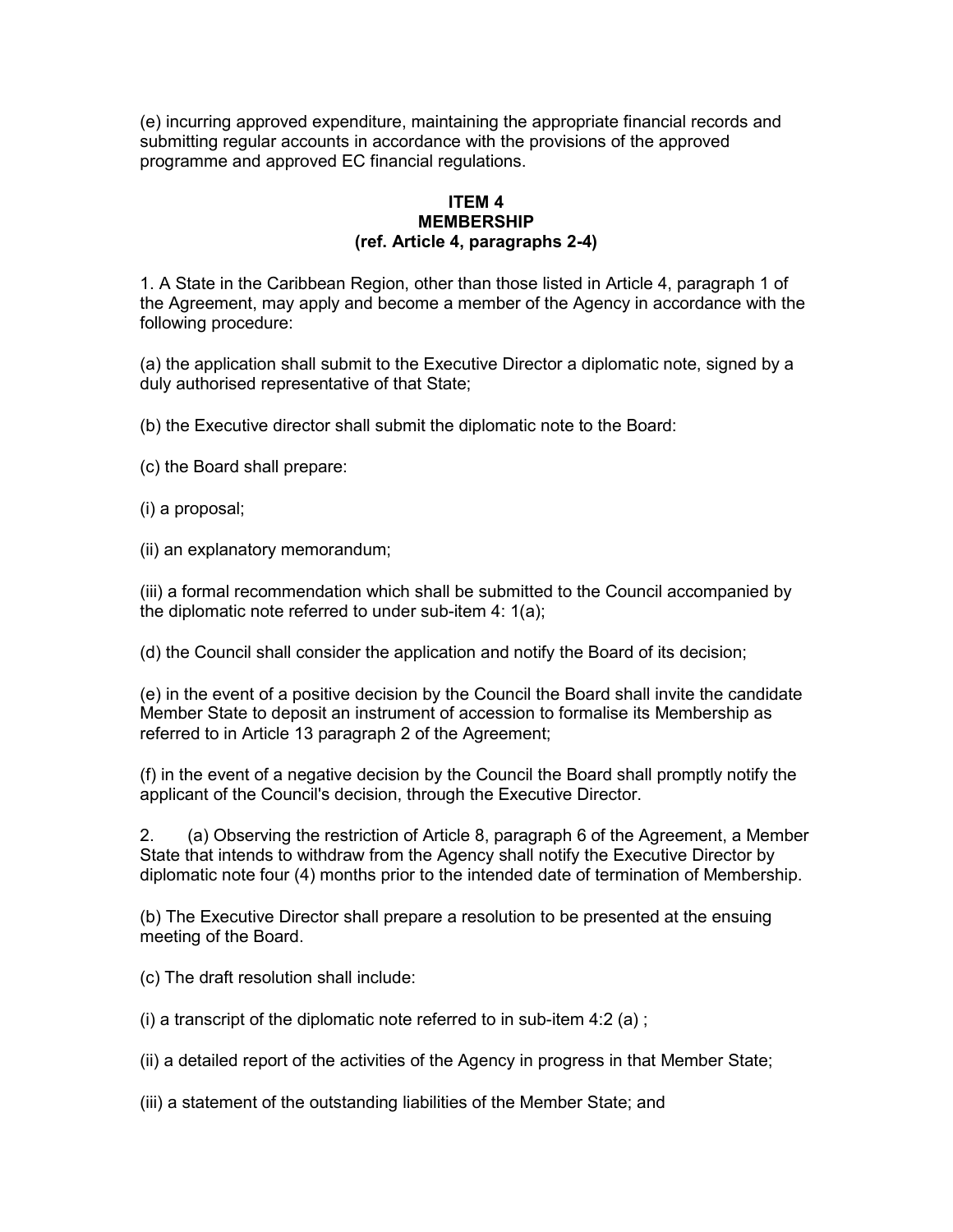(e) incurring approved expenditure, maintaining the appropriate financial records and submitting regular accounts in accordance with the provisions of the approved programme and approved EC financial regulations.

**ITEM 4**
**MEMBERSHIP**
**(ref. Article 4, paragraphs 2-4)**

1. A State in the Caribbean Region, other than those listed in Article 4, paragraph 1 of the Agreement, may apply and become a member of the Agency in accordance with the following procedure:

(a) the application shall submit to the Executive Director a diplomatic note, signed by a duly authorised representative of that State;

(b) the Executive director shall submit the diplomatic note to the Board:

(c) the Board shall prepare:

(i) a proposal;

(ii) an explanatory memorandum;

(iii) a formal recommendation which shall be submitted to the Council accompanied by the diplomatic note referred to under sub-item 4: 1(a);

(d) the Council shall consider the application and notify the Board of its decision;

(e) in the event of a positive decision by the Council the Board shall invite the candidate Member State to deposit an instrument of accession to formalise its Membership as referred to in Article 13 paragraph 2 of the Agreement;

(f) in the event of a negative decision by the Council the Board shall promptly notify the applicant of the Council's decision, through the Executive Director.

2. (a) Observing the restriction of Article 8, paragraph 6 of the Agreement, a Member State that intends to withdraw from the Agency shall notify the Executive Director by diplomatic note four (4) months prior to the intended date of termination of Membership.

(b) The Executive Director shall prepare a resolution to be presented at the ensuing meeting of the Board.

(c) The draft resolution shall include:

(i) a transcript of the diplomatic note referred to in sub-item 4:2 (a) ;

(ii) a detailed report of the activities of the Agency in progress in that Member State;

(iii) a statement of the outstanding liabilities of the Member State; and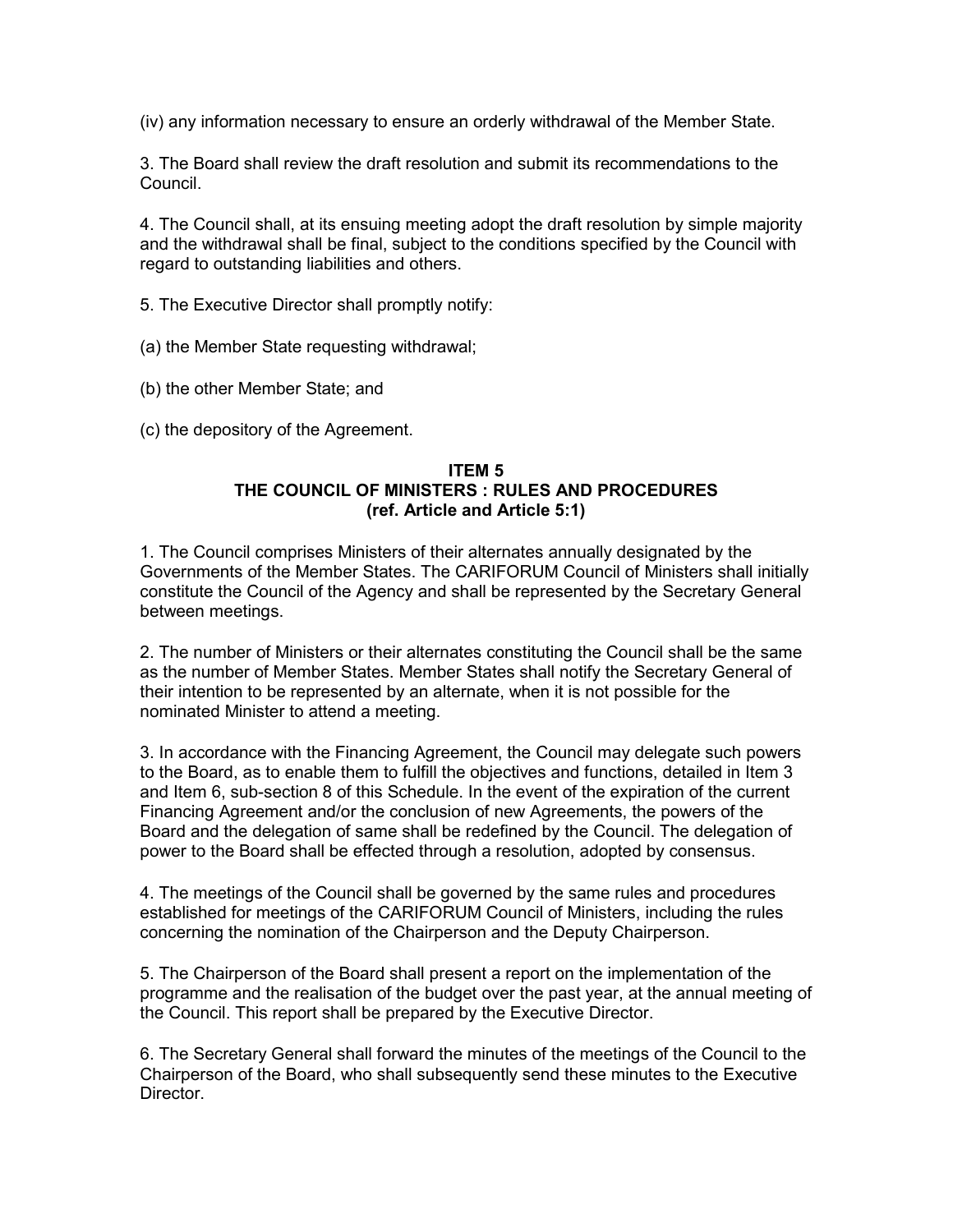(iv) any information necessary to ensure an orderly withdrawal of the Member State.

3. The Board shall review the draft resolution and submit its recommendations to the Council.

4. The Council shall, at its ensuing meeting adopt the draft resolution by simple majority and the withdrawal shall be final, subject to the conditions specified by the Council with regard to outstanding liabilities and others.

5. The Executive Director shall promptly notify:

(a) the Member State requesting withdrawal;

(b) the other Member State; and

(c) the depository of the Agreement.

**ITEM 5**
**THE COUNCIL OF MINISTERS : RULES AND PROCEDURES**
**(ref. Article and Article 5:1)**

1. The Council comprises Ministers of their alternates annually designated by the Governments of the Member States. The CARIFORUM Council of Ministers shall initially constitute the Council of the Agency and shall be represented by the Secretary General between meetings.

2. The number of Ministers or their alternates constituting the Council shall be the same as the number of Member States. Member States shall notify the Secretary General of their intention to be represented by an alternate, when it is not possible for the nominated Minister to attend a meeting.

3. In accordance with the Financing Agreement, the Council may delegate such powers to the Board, as to enable them to fulfill the objectives and functions, detailed in Item 3 and Item 6, sub-section 8 of this Schedule. In the event of the expiration of the current Financing Agreement and/or the conclusion of new Agreements, the powers of the Board and the delegation of same shall be redefined by the Council. The delegation of power to the Board shall be effected through a resolution, adopted by consensus.

4. The meetings of the Council shall be governed by the same rules and procedures established for meetings of the CARIFORUM Council of Ministers, including the rules concerning the nomination of the Chairperson and the Deputy Chairperson.

5. The Chairperson of the Board shall present a report on the implementation of the programme and the realisation of the budget over the past year, at the annual meeting of the Council. This report shall be prepared by the Executive Director.

6. The Secretary General shall forward the minutes of the meetings of the Council to the Chairperson of the Board, who shall subsequently send these minutes to the Executive Director.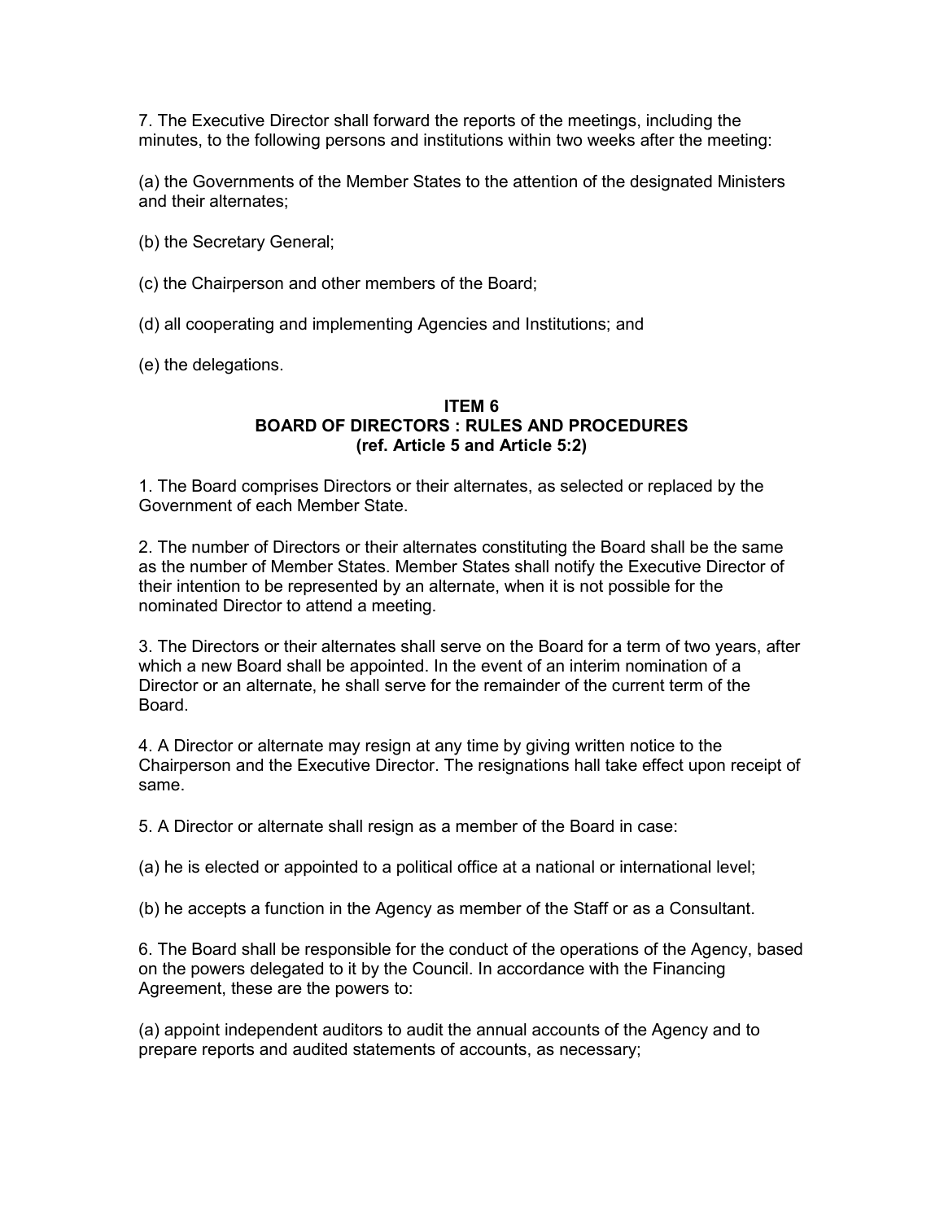7. The Executive Director shall forward the reports of the meetings, including the minutes, to the following persons and institutions within two weeks after the meeting:

(a) the Governments of the Member States to the attention of the designated Ministers and their alternates;

(b) the Secretary General;

(c) the Chairperson and other members of the Board;

(d) all cooperating and implementing Agencies and Institutions; and

(e) the delegations.

**ITEM 6**
**BOARD OF DIRECTORS : RULES AND PROCEDURES**
**(ref. Article 5 and Article 5:2)**

1. The Board comprises Directors or their alternates, as selected or replaced by the Government of each Member State.

2. The number of Directors or their alternates constituting the Board shall be the same as the number of Member States. Member States shall notify the Executive Director of their intention to be represented by an alternate, when it is not possible for the nominated Director to attend a meeting.

3. The Directors or their alternates shall serve on the Board for a term of two years, after which a new Board shall be appointed. In the event of an interim nomination of a Director or an alternate, he shall serve for the remainder of the current term of the Board.

4. A Director or alternate may resign at any time by giving written notice to the Chairperson and the Executive Director. The resignations hall take effect upon receipt of same.

5. A Director or alternate shall resign as a member of the Board in case:

(a) he is elected or appointed to a political office at a national or international level;

(b) he accepts a function in the Agency as member of the Staff or as a Consultant.

6. The Board shall be responsible for the conduct of the operations of the Agency, based on the powers delegated to it by the Council. In accordance with the Financing Agreement, these are the powers to:

(a) appoint independent auditors to audit the annual accounts of the Agency and to prepare reports and audited statements of accounts, as necessary;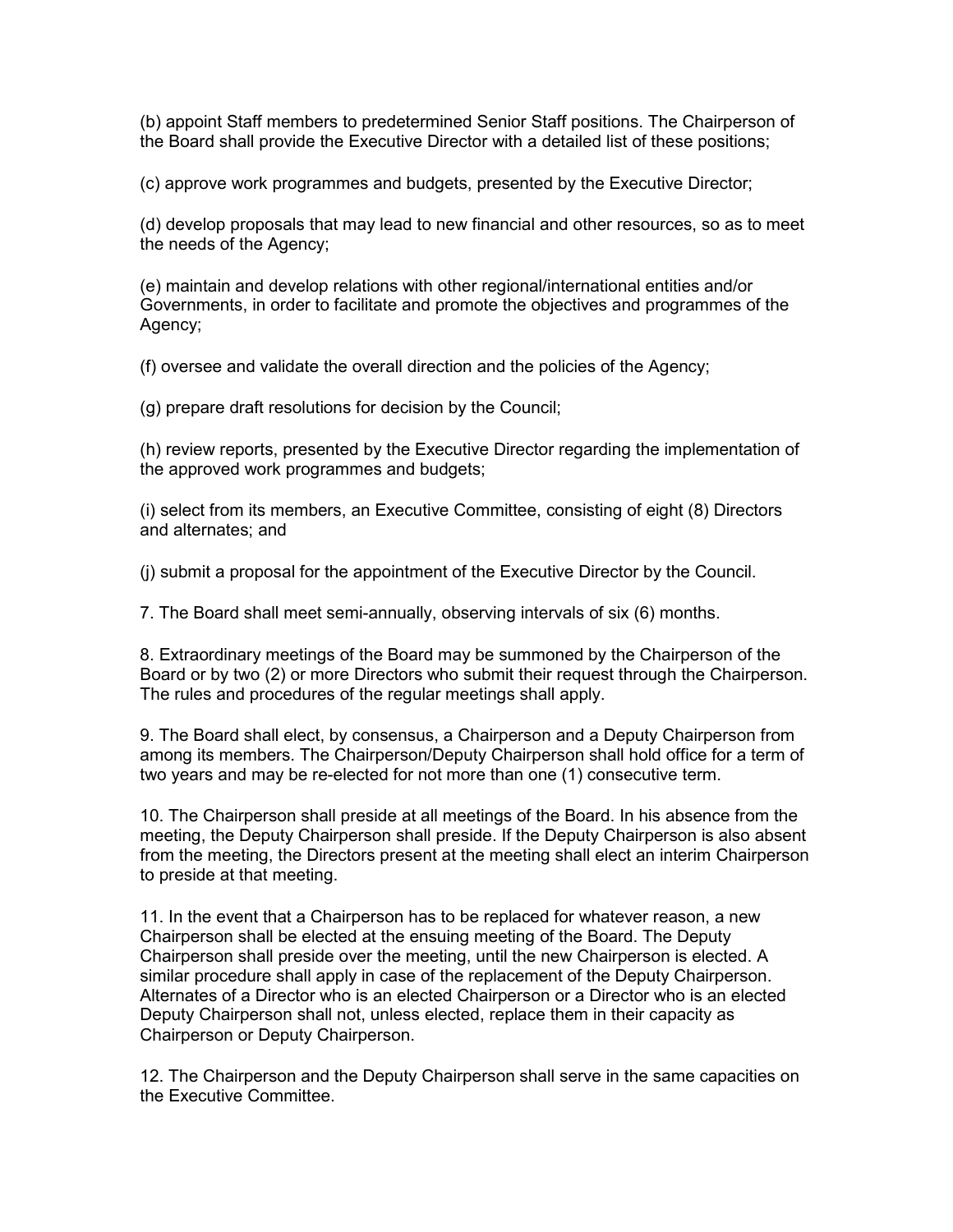(b) appoint Staff members to predetermined Senior Staff positions. The Chairperson of the Board shall provide the Executive Director with a detailed list of these positions;

(c) approve work programmes and budgets, presented by the Executive Director;

(d) develop proposals that may lead to new financial and other resources, so as to meet the needs of the Agency;

(e) maintain and develop relations with other regional/international entities and/or Governments, in order to facilitate and promote the objectives and programmes of the Agency;

(f) oversee and validate the overall direction and the policies of the Agency;

(g) prepare draft resolutions for decision by the Council;

(h) review reports, presented by the Executive Director regarding the implementation of the approved work programmes and budgets;

(i) select from its members, an Executive Committee, consisting of eight (8) Directors and alternates; and

(j) submit a proposal for the appointment of the Executive Director by the Council.

7. The Board shall meet semi-annually, observing intervals of six (6) months.

8. Extraordinary meetings of the Board may be summoned by the Chairperson of the Board or by two (2) or more Directors who submit their request through the Chairperson. The rules and procedures of the regular meetings shall apply.

9. The Board shall elect, by consensus, a Chairperson and a Deputy Chairperson from among its members. The Chairperson/Deputy Chairperson shall hold office for a term of two years and may be re-elected for not more than one (1) consecutive term.

10. The Chairperson shall preside at all meetings of the Board. In his absence from the meeting, the Deputy Chairperson shall preside. If the Deputy Chairperson is also absent from the meeting, the Directors present at the meeting shall elect an interim Chairperson to preside at that meeting.

11. In the event that a Chairperson has to be replaced for whatever reason, a new Chairperson shall be elected at the ensuing meeting of the Board. The Deputy Chairperson shall preside over the meeting, until the new Chairperson is elected. A similar procedure shall apply in case of the replacement of the Deputy Chairperson. Alternates of a Director who is an elected Chairperson or a Director who is an elected Deputy Chairperson shall not, unless elected, replace them in their capacity as Chairperson or Deputy Chairperson.

12. The Chairperson and the Deputy Chairperson shall serve in the same capacities on the Executive Committee.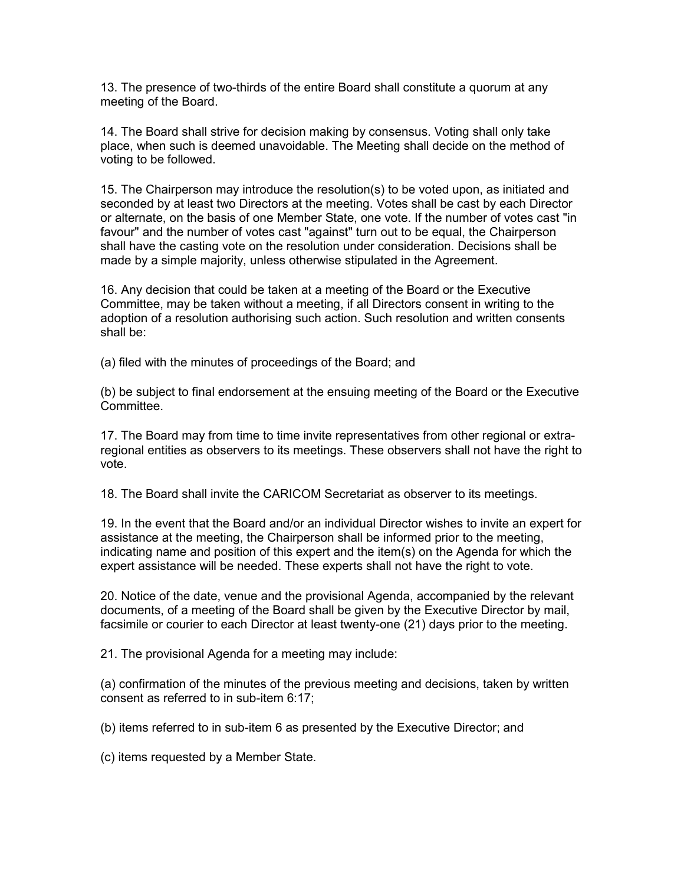13. The presence of two-thirds of the entire Board shall constitute a quorum at any meeting of the Board.

14. The Board shall strive for decision making by consensus. Voting shall only take place, when such is deemed unavoidable. The Meeting shall decide on the method of voting to be followed.

15. The Chairperson may introduce the resolution(s) to be voted upon, as initiated and seconded by at least two Directors at the meeting. Votes shall be cast by each Director or alternate, on the basis of one Member State, one vote. If the number of votes cast "in favour" and the number of votes cast "against" turn out to be equal, the Chairperson shall have the casting vote on the resolution under consideration. Decisions shall be made by a simple majority, unless otherwise stipulated in the Agreement.

16. Any decision that could be taken at a meeting of the Board or the Executive Committee, may be taken without a meeting, if all Directors consent in writing to the adoption of a resolution authorising such action. Such resolution and written consents shall be:

(a) filed with the minutes of proceedings of the Board; and

(b) be subject to final endorsement at the ensuing meeting of the Board or the Executive Committee.

17. The Board may from time to time invite representatives from other regional or extra-regional entities as observers to its meetings. These observers shall not have the right to vote.

18. The Board shall invite the CARICOM Secretariat as observer to its meetings.

19. In the event that the Board and/or an individual Director wishes to invite an expert for assistance at the meeting, the Chairperson shall be informed prior to the meeting, indicating name and position of this expert and the item(s) on the Agenda for which the expert assistance will be needed. These experts shall not have the right to vote.

20. Notice of the date, venue and the provisional Agenda, accompanied by the relevant documents, of a meeting of the Board shall be given by the Executive Director by mail, facsimile or courier to each Director at least twenty-one (21) days prior to the meeting.

21. The provisional Agenda for a meeting may include:

(a) confirmation of the minutes of the previous meeting and decisions, taken by written consent as referred to in sub-item 6:17;

(b) items referred to in sub-item 6 as presented by the Executive Director; and

(c) items requested by a Member State.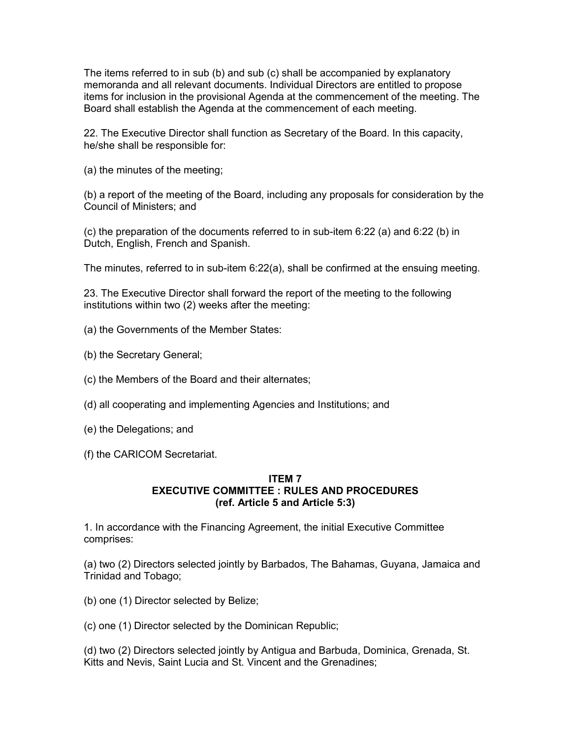The items referred to in sub (b) and sub (c) shall be accompanied by explanatory memoranda and all relevant documents. Individual Directors are entitled to propose items for inclusion in the provisional Agenda at the commencement of the meeting. The Board shall establish the Agenda at the commencement of each meeting.

22. The Executive Director shall function as Secretary of the Board. In this capacity, he/she shall be responsible for:

(a) the minutes of the meeting;

(b) a report of the meeting of the Board, including any proposals for consideration by the Council of Ministers; and

(c) the preparation of the documents referred to in sub-item 6:22 (a) and 6:22 (b) in Dutch, English, French and Spanish.

The minutes, referred to in sub-item 6:22(a), shall be confirmed at the ensuing meeting.

23. The Executive Director shall forward the report of the meeting to the following institutions within two (2) weeks after the meeting:

(a) the Governments of the Member States:

(b) the Secretary General;

(c) the Members of the Board and their alternates;

(d) all cooperating and implementing Agencies and Institutions; and

(e) the Delegations; and

(f) the CARICOM Secretariat.

## ITEM 7
## EXECUTIVE COMMITTEE : RULES AND PROCEDURES
## (ref. Article 5 and Article 5:3)

1. In accordance with the Financing Agreement, the initial Executive Committee comprises:

(a) two (2) Directors selected jointly by Barbados, The Bahamas, Guyana, Jamaica and Trinidad and Tobago;

(b) one (1) Director selected by Belize;

(c) one (1) Director selected by the Dominican Republic;

(d) two (2) Directors selected jointly by Antigua and Barbuda, Dominica, Grenada, St. Kitts and Nevis, Saint Lucia and St. Vincent and the Grenadines;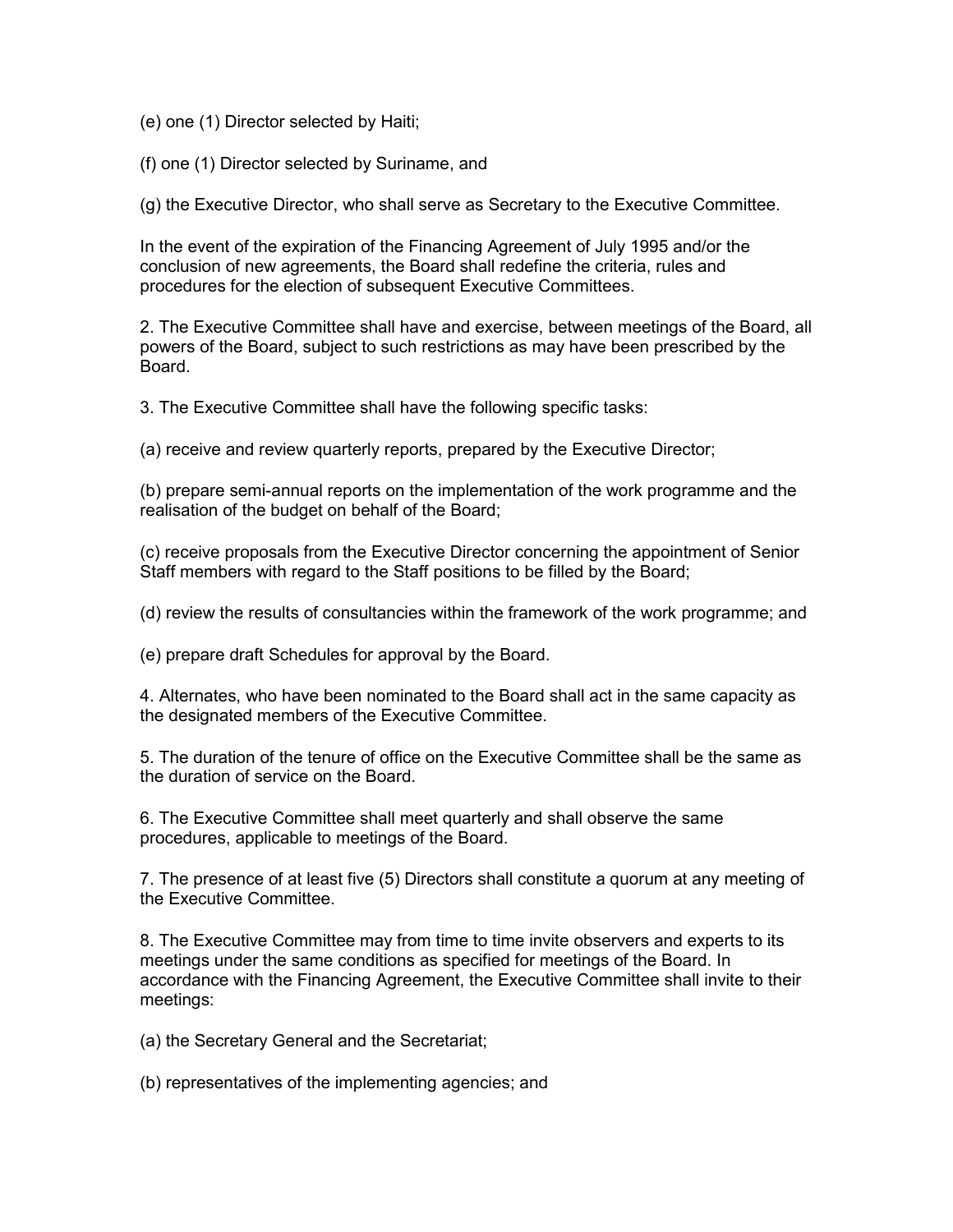(e) one (1) Director selected by Haiti;

(f) one (1) Director selected by Suriname, and

(g) the Executive Director, who shall serve as Secretary to the Executive Committee.

In the event of the expiration of the Financing Agreement of July 1995 and/or the conclusion of new agreements, the Board shall redefine the criteria, rules and procedures for the election of subsequent Executive Committees.

2. The Executive Committee shall have and exercise, between meetings of the Board, all powers of the Board, subject to such restrictions as may have been prescribed by the Board.

3. The Executive Committee shall have the following specific tasks:

(a) receive and review quarterly reports, prepared by the Executive Director;

(b) prepare semi-annual reports on the implementation of the work programme and the realisation of the budget on behalf of the Board;

(c) receive proposals from the Executive Director concerning the appointment of Senior Staff members with regard to the Staff positions to be filled by the Board;

(d) review the results of consultancies within the framework of the work programme; and

(e) prepare draft Schedules for approval by the Board.

4. Alternates, who have been nominated to the Board shall act in the same capacity as the designated members of the Executive Committee.

5. The duration of the tenure of office on the Executive Committee shall be the same as the duration of service on the Board.

6. The Executive Committee shall meet quarterly and shall observe the same procedures, applicable to meetings of the Board.

7. The presence of at least five (5) Directors shall constitute a quorum at any meeting of the Executive Committee.

8. The Executive Committee may from time to time invite observers and experts to its meetings under the same conditions as specified for meetings of the Board. In accordance with the Financing Agreement, the Executive Committee shall invite to their meetings:

(a) the Secretary General and the Secretariat;

(b) representatives of the implementing agencies; and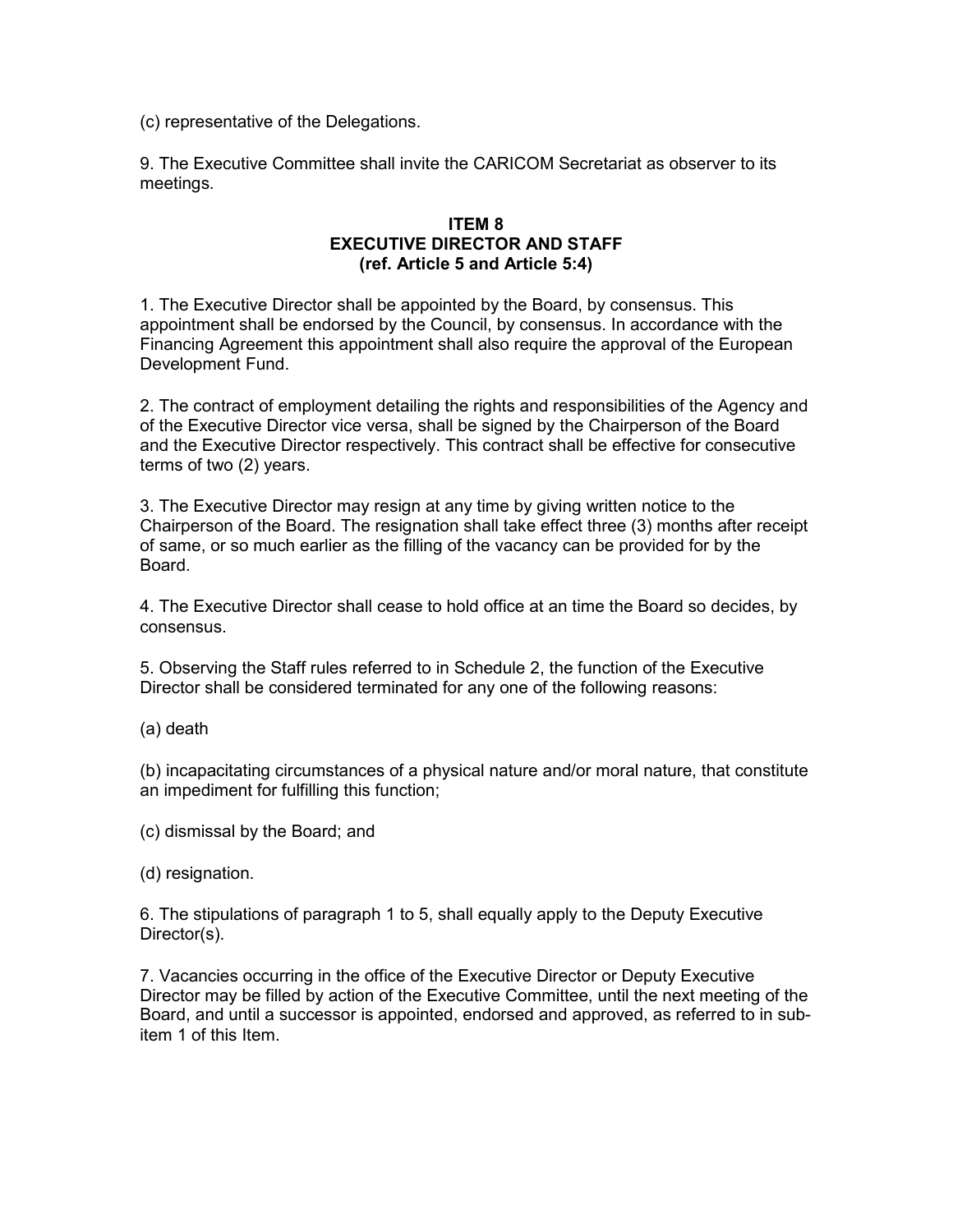(c) representative of the Delegations.

9. The Executive Committee shall invite the CARICOM Secretariat as observer to its meetings.

## ITEM 8
## EXECUTIVE DIRECTOR AND STAFF
## (ref. Article 5 and Article 5:4)

1. The Executive Director shall be appointed by the Board, by consensus. This appointment shall be endorsed by the Council, by consensus. In accordance with the Financing Agreement this appointment shall also require the approval of the European Development Fund.

2. The contract of employment detailing the rights and responsibilities of the Agency and of the Executive Director vice versa, shall be signed by the Chairperson of the Board and the Executive Director respectively. This contract shall be effective for consecutive terms of two (2) years.

3. The Executive Director may resign at any time by giving written notice to the Chairperson of the Board. The resignation shall take effect three (3) months after receipt of same, or so much earlier as the filling of the vacancy can be provided for by the Board.

4. The Executive Director shall cease to hold office at an time the Board so decides, by consensus.

5. Observing the Staff rules referred to in Schedule 2, the function of the Executive Director shall be considered terminated for any one of the following reasons:

(a) death

(b) incapacitating circumstances of a physical nature and/or moral nature, that constitute an impediment for fulfilling this function;

(c) dismissal by the Board; and

(d) resignation.

6. The stipulations of paragraph 1 to 5, shall equally apply to the Deputy Executive Director(s).

7. Vacancies occurring in the office of the Executive Director or Deputy Executive Director may be filled by action of the Executive Committee, until the next meeting of the Board, and until a successor is appointed, endorsed and approved, as referred to in sub-item 1 of this Item.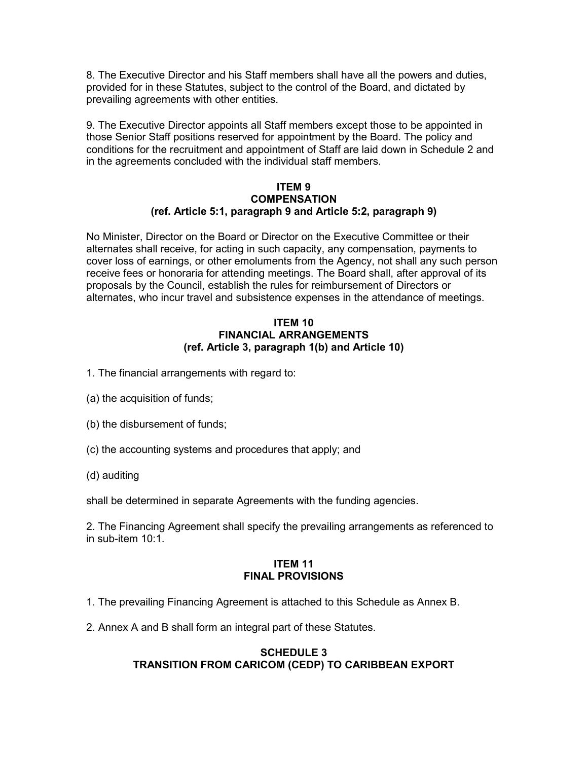8. The Executive Director and his Staff members shall have all the powers and duties, provided for in these Statutes, subject to the control of the Board, and dictated by prevailing agreements with other entities.

9. The Executive Director appoints all Staff members except those to be appointed in those Senior Staff positions reserved for appointment by the Board. The policy and conditions for the recruitment and appointment of Staff are laid down in Schedule 2 and in the agreements concluded with the individual staff members.

### ITEM 9
### COMPENSATION
### (ref. Article 5:1, paragraph 9 and Article 5:2, paragraph 9)

No Minister, Director on the Board or Director on the Executive Committee or their alternates shall receive, for acting in such capacity, any compensation, payments to cover loss of earnings, or other emoluments from the Agency, not shall any such person receive fees or honoraria for attending meetings. The Board shall, after approval of its proposals by the Council, establish the rules for reimbursement of Directors or alternates, who incur travel and subsistence expenses in the attendance of meetings.

### ITEM 10
### FINANCIAL ARRANGEMENTS
### (ref. Article 3, paragraph 1(b) and Article 10)

1. The financial arrangements with regard to:

(a) the acquisition of funds;

(b) the disbursement of funds;

(c) the accounting systems and procedures that apply; and

(d) auditing

shall be determined in separate Agreements with the funding agencies.

2. The Financing Agreement shall specify the prevailing arrangements as referenced to in sub-item 10:1.

### ITEM 11
### FINAL PROVISIONS

1. The prevailing Financing Agreement is attached to this Schedule as Annex B.

2. Annex A and B shall form an integral part of these Statutes.

## SCHEDULE 3
## TRANSITION FROM CARICOM (CEDP) TO CARIBBEAN EXPORT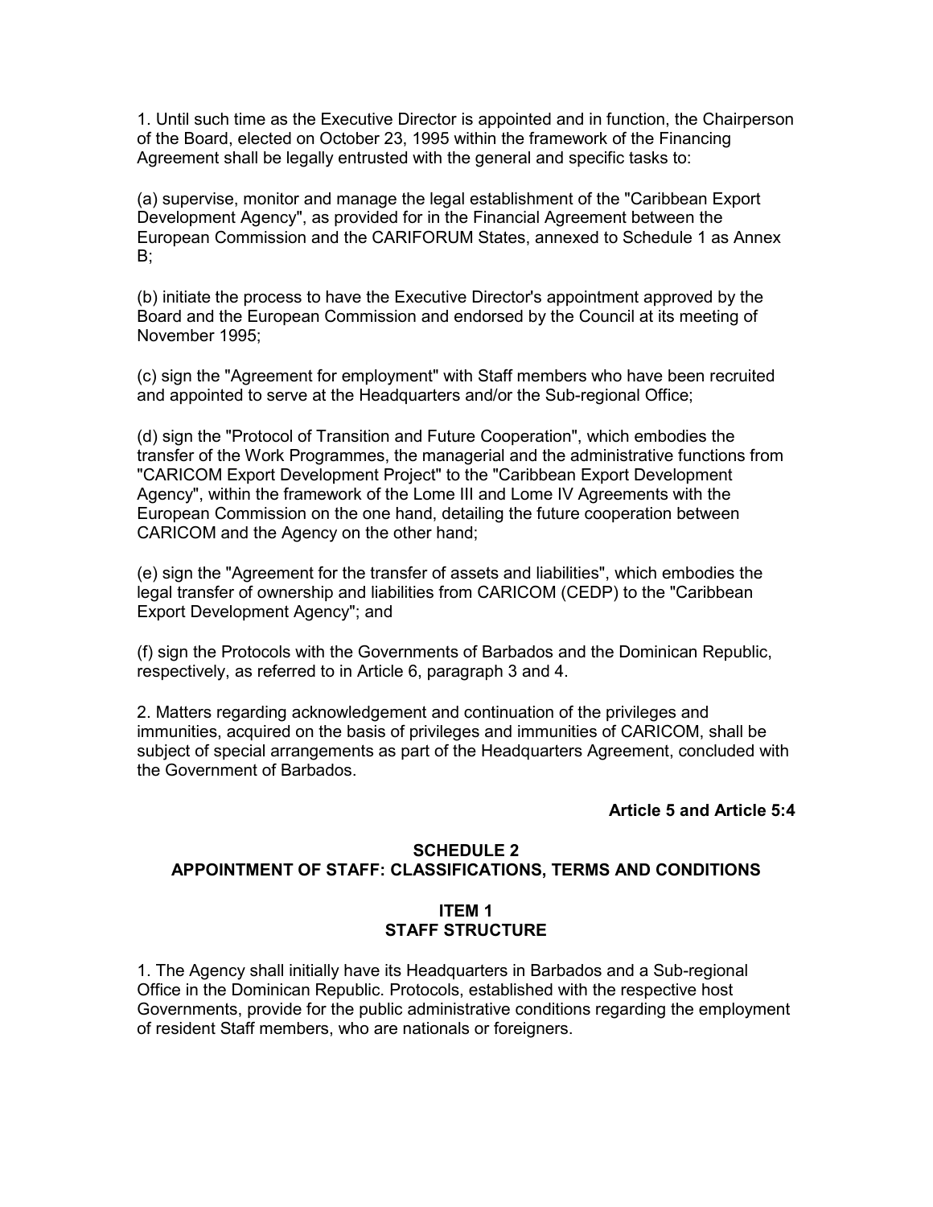1. Until such time as the Executive Director is appointed and in function, the Chairperson of the Board, elected on October 23, 1995 within the framework of the Financing Agreement shall be legally entrusted with the general and specific tasks to:

(a) supervise, monitor and manage the legal establishment of the "Caribbean Export Development Agency", as provided for in the Financial Agreement between the European Commission and the CARIFORUM States, annexed to Schedule 1 as Annex B;

(b) initiate the process to have the Executive Director's appointment approved by the Board and the European Commission and endorsed by the Council at its meeting of November 1995;

(c) sign the "Agreement for employment" with Staff members who have been recruited and appointed to serve at the Headquarters and/or the Sub-regional Office;

(d) sign the "Protocol of Transition and Future Cooperation", which embodies the transfer of the Work Programmes, the managerial and the administrative functions from "CARICOM Export Development Project" to the "Caribbean Export Development Agency", within the framework of the Lome III and Lome IV Agreements with the European Commission on the one hand, detailing the future cooperation between CARICOM and the Agency on the other hand;

(e) sign the "Agreement for the transfer of assets and liabilities", which embodies the legal transfer of ownership and liabilities from CARICOM (CEDP) to the "Caribbean Export Development Agency"; and

(f) sign the Protocols with the Governments of Barbados and the Dominican Republic, respectively, as referred to in Article 6, paragraph 3 and 4.

2. Matters regarding acknowledgement and continuation of the privileges and immunities, acquired on the basis of privileges and immunities of CARICOM, shall be subject of special arrangements as part of the Headquarters Agreement, concluded with the Government of Barbados.

**Article 5 and Article 5:4**

## SCHEDULE 2
## APPOINTMENT OF STAFF: CLASSIFICATIONS, TERMS AND CONDITIONS

### ITEM 1
### STAFF STRUCTURE

1. The Agency shall initially have its Headquarters in Barbados and a Sub-regional Office in the Dominican Republic. Protocols, established with the respective host Governments, provide for the public administrative conditions regarding the employment of resident Staff members, who are nationals or foreigners.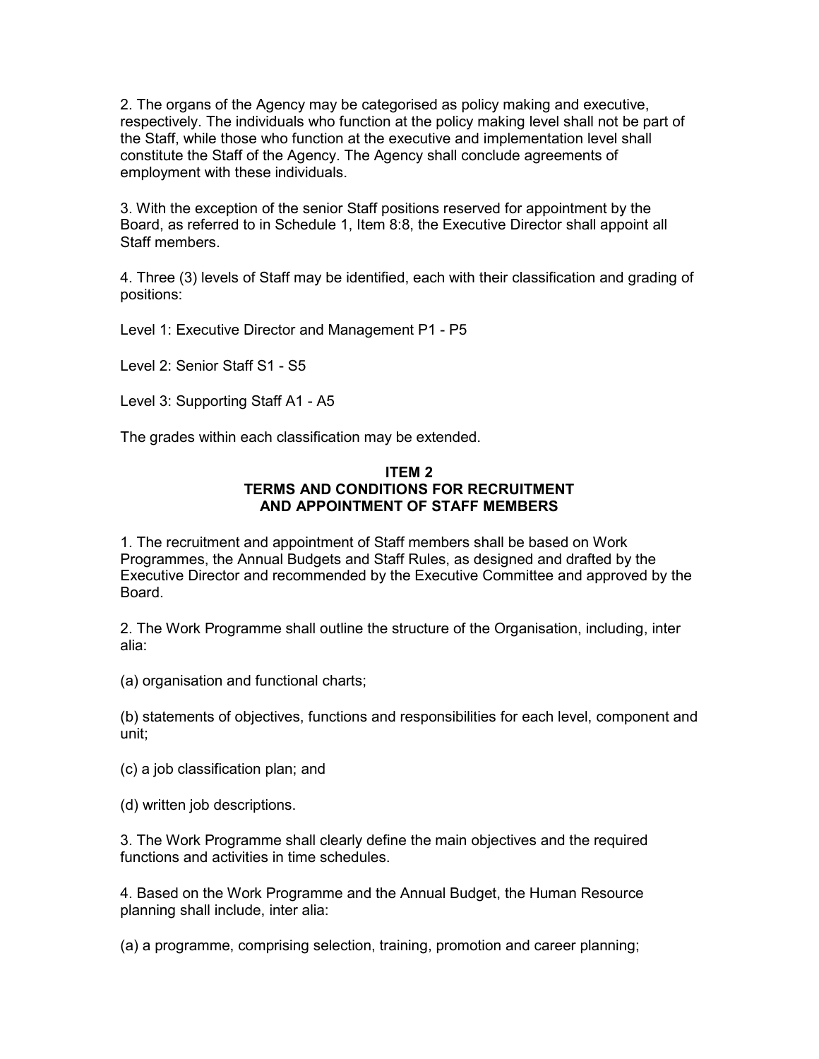2. The organs of the Agency may be categorised as policy making and executive, respectively. The individuals who function at the policy making level shall not be part of the Staff, while those who function at the executive and implementation level shall constitute the Staff of the Agency. The Agency shall conclude agreements of employment with these individuals.

3. With the exception of the senior Staff positions reserved for appointment by the Board, as referred to in Schedule 1, Item 8:8, the Executive Director shall appoint all Staff members.

4. Three (3) levels of Staff may be identified, each with their classification and grading of positions:

Level 1: Executive Director and Management P1 - P5

Level 2: Senior Staff S1 - S5

Level 3: Supporting Staff A1 - A5

The grades within each classification may be extended.

**ITEM 2**
**TERMS AND CONDITIONS FOR RECRUITMENT AND APPOINTMENT OF STAFF MEMBERS**

1. The recruitment and appointment of Staff members shall be based on Work Programmes, the Annual Budgets and Staff Rules, as designed and drafted by the Executive Director and recommended by the Executive Committee and approved by the Board.

2. The Work Programme shall outline the structure of the Organisation, including, inter alia:

(a) organisation and functional charts;

(b) statements of objectives, functions and responsibilities for each level, component and unit;

(c) a job classification plan; and

(d) written job descriptions.

3. The Work Programme shall clearly define the main objectives and the required functions and activities in time schedules.

4. Based on the Work Programme and the Annual Budget, the Human Resource planning shall include, inter alia:

(a) a programme, comprising selection, training, promotion and career planning;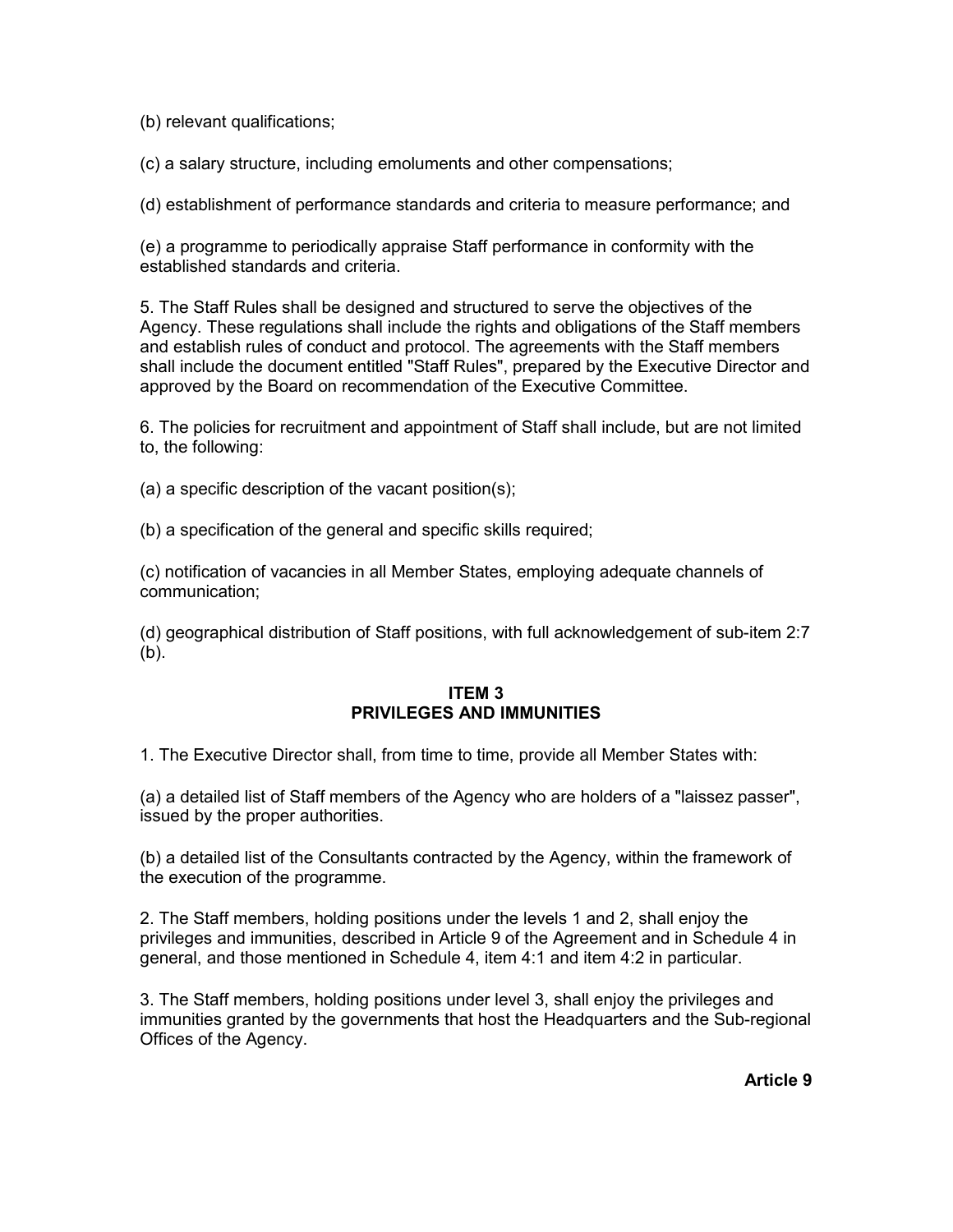(b) relevant qualifications;

(c) a salary structure, including emoluments and other compensations;

(d) establishment of performance standards and criteria to measure performance; and

(e) a programme to periodically appraise Staff performance in conformity with the established standards and criteria.

5. The Staff Rules shall be designed and structured to serve the objectives of the Agency. These regulations shall include the rights and obligations of the Staff members and establish rules of conduct and protocol. The agreements with the Staff members shall include the document entitled "Staff Rules", prepared by the Executive Director and approved by the Board on recommendation of the Executive Committee.

6. The policies for recruitment and appointment of Staff shall include, but are not limited to, the following:

(a) a specific description of the vacant position(s);

(b) a specification of the general and specific skills required;

(c) notification of vacancies in all Member States, employing adequate channels of communication;

(d) geographical distribution of Staff positions, with full acknowledgement of sub-item 2:7 (b).

**ITEM 3**
**PRIVILEGES AND IMMUNITIES**

1. The Executive Director shall, from time to time, provide all Member States with:

(a) a detailed list of Staff members of the Agency who are holders of a "laissez passer", issued by the proper authorities.

(b) a detailed list of the Consultants contracted by the Agency, within the framework of the execution of the programme.

2. The Staff members, holding positions under the levels 1 and 2, shall enjoy the privileges and immunities, described in Article 9 of the Agreement and in Schedule 4 in general, and those mentioned in Schedule 4, item 4:1 and item 4:2 in particular.

3. The Staff members, holding positions under level 3, shall enjoy the privileges and immunities granted by the governments that host the Headquarters and the Sub-regional Offices of the Agency.

**Article 9**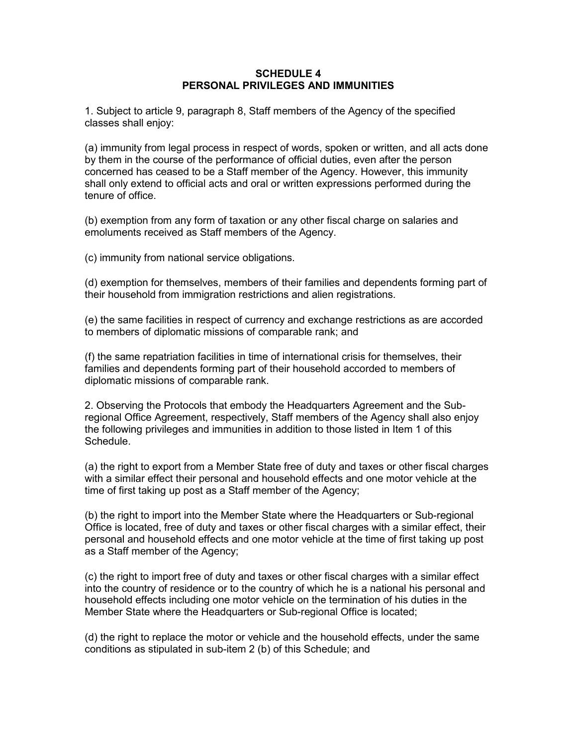# SCHEDULE 4
## PERSONAL PRIVILEGES AND IMMUNITIES

1. Subject to article 9, paragraph 8, Staff members of the Agency of the specified classes shall enjoy:

(a) immunity from legal process in respect of words, spoken or written, and all acts done by them in the course of the performance of official duties, even after the person concerned has ceased to be a Staff member of the Agency. However, this immunity shall only extend to official acts and oral or written expressions performed during the tenure of office.

(b) exemption from any form of taxation or any other fiscal charge on salaries and emoluments received as Staff members of the Agency.

(c) immunity from national service obligations.

(d) exemption for themselves, members of their families and dependents forming part of their household from immigration restrictions and alien registrations.

(e) the same facilities in respect of currency and exchange restrictions as are accorded to members of diplomatic missions of comparable rank; and

(f) the same repatriation facilities in time of international crisis for themselves, their families and dependents forming part of their household accorded to members of diplomatic missions of comparable rank.

2. Observing the Protocols that embody the Headquarters Agreement and the Sub-regional Office Agreement, respectively, Staff members of the Agency shall also enjoy the following privileges and immunities in addition to those listed in Item 1 of this Schedule.

(a) the right to export from a Member State free of duty and taxes or other fiscal charges with a similar effect their personal and household effects and one motor vehicle at the time of first taking up post as a Staff member of the Agency;

(b) the right to import into the Member State where the Headquarters or Sub-regional Office is located, free of duty and taxes or other fiscal charges with a similar effect, their personal and household effects and one motor vehicle at the time of first taking up post as a Staff member of the Agency;

(c) the right to import free of duty and taxes or other fiscal charges with a similar effect into the country of residence or to the country of which he is a national his personal and household effects including one motor vehicle on the termination of his duties in the Member State where the Headquarters or Sub-regional Office is located;

(d) the right to replace the motor or vehicle and the household effects, under the same conditions as stipulated in sub-item 2 (b) of this Schedule; and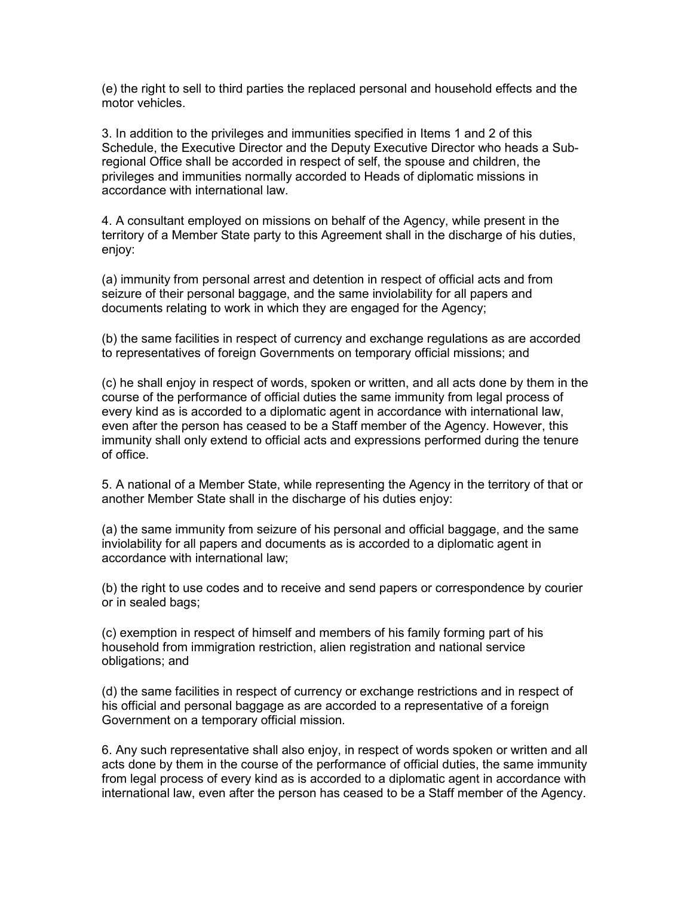(e) the right to sell to third parties the replaced personal and household effects and the motor vehicles.

3. In addition to the privileges and immunities specified in Items 1 and 2 of this Schedule, the Executive Director and the Deputy Executive Director who heads a Sub-regional Office shall be accorded in respect of self, the spouse and children, the privileges and immunities normally accorded to Heads of diplomatic missions in accordance with international law.

4. A consultant employed on missions on behalf of the Agency, while present in the territory of a Member State party to this Agreement shall in the discharge of his duties, enjoy:

(a) immunity from personal arrest and detention in respect of official acts and from seizure of their personal baggage, and the same inviolability for all papers and documents relating to work in which they are engaged for the Agency;

(b) the same facilities in respect of currency and exchange regulations as are accorded to representatives of foreign Governments on temporary official missions; and

(c) he shall enjoy in respect of words, spoken or written, and all acts done by them in the course of the performance of official duties the same immunity from legal process of every kind as is accorded to a diplomatic agent in accordance with international law, even after the person has ceased to be a Staff member of the Agency. However, this immunity shall only extend to official acts and expressions performed during the tenure of office.

5. A national of a Member State, while representing the Agency in the territory of that or another Member State shall in the discharge of his duties enjoy:

(a) the same immunity from seizure of his personal and official baggage, and the same inviolability for all papers and documents as is accorded to a diplomatic agent in accordance with international law;

(b) the right to use codes and to receive and send papers or correspondence by courier or in sealed bags;

(c) exemption in respect of himself and members of his family forming part of his household from immigration restriction, alien registration and national service obligations; and

(d) the same facilities in respect of currency or exchange restrictions and in respect of his official and personal baggage as are accorded to a representative of a foreign Government on a temporary official mission.

6. Any such representative shall also enjoy, in respect of words spoken or written and all acts done by them in the course of the performance of official duties, the same immunity from legal process of every kind as is accorded to a diplomatic agent in accordance with international law, even after the person has ceased to be a Staff member of the Agency.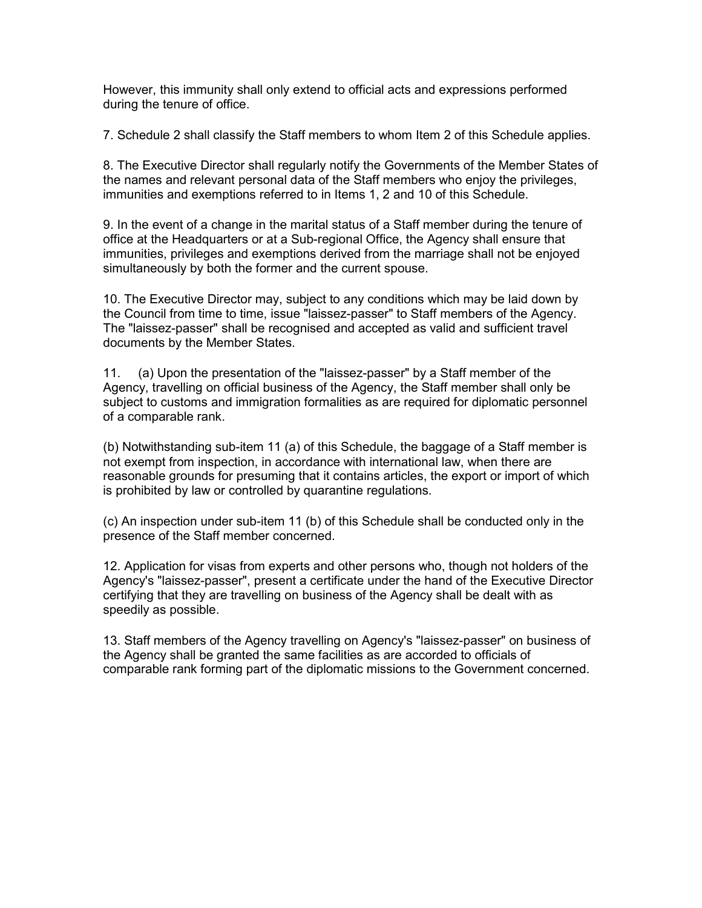However, this immunity shall only extend to official acts and expressions performed during the tenure of office.

7. Schedule 2 shall classify the Staff members to whom Item 2 of this Schedule applies.

8. The Executive Director shall regularly notify the Governments of the Member States of the names and relevant personal data of the Staff members who enjoy the privileges, immunities and exemptions referred to in Items 1, 2 and 10 of this Schedule.

9. In the event of a change in the marital status of a Staff member during the tenure of office at the Headquarters or at a Sub-regional Office, the Agency shall ensure that immunities, privileges and exemptions derived from the marriage shall not be enjoyed simultaneously by both the former and the current spouse.

10. The Executive Director may, subject to any conditions which may be laid down by the Council from time to time, issue "laissez-passer" to Staff members of the Agency. The "laissez-passer" shall be recognised and accepted as valid and sufficient travel documents by the Member States.

11. (a) Upon the presentation of the "laissez-passer" by a Staff member of the Agency, travelling on official business of the Agency, the Staff member shall only be subject to customs and immigration formalities as are required for diplomatic personnel of a comparable rank.

(b) Notwithstanding sub-item 11 (a) of this Schedule, the baggage of a Staff member is not exempt from inspection, in accordance with international law, when there are reasonable grounds for presuming that it contains articles, the export or import of which is prohibited by law or controlled by quarantine regulations.

(c) An inspection under sub-item 11 (b) of this Schedule shall be conducted only in the presence of the Staff member concerned.

12. Application for visas from experts and other persons who, though not holders of the Agency's "laissez-passer", present a certificate under the hand of the Executive Director certifying that they are travelling on business of the Agency shall be dealt with as speedily as possible.

13. Staff members of the Agency travelling on Agency's "laissez-passer" on business of the Agency shall be granted the same facilities as are accorded to officials of comparable rank forming part of the diplomatic missions to the Government concerned.